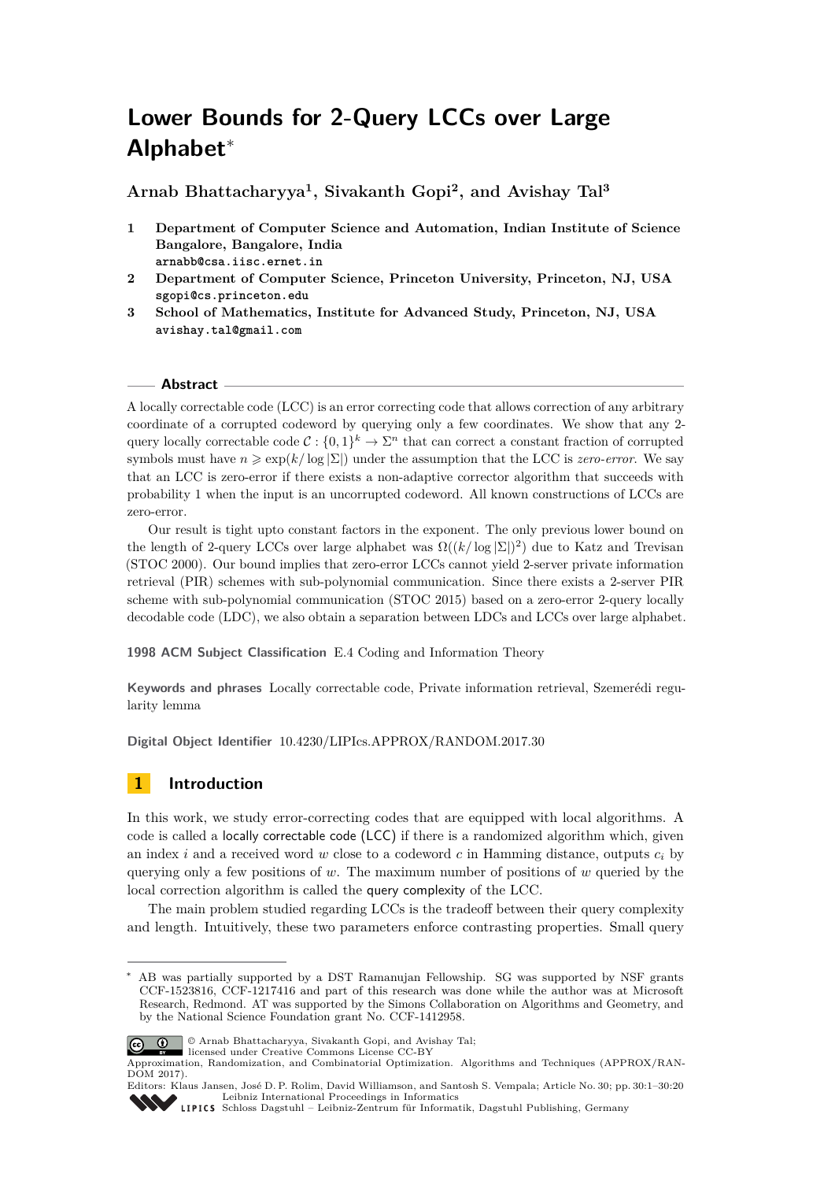# Lower Bounds for 2-Query LCCs over Large Alphabet*

**Arnab Bhattacharyya[1], Sivakanth Gopi[2], and Avishay Tal[3]**

1 **Department of Computer Science and Automation, Indian Institute of Science Bangalore, Bangalore, India**
arnabb@csa.iisc.ernet.in

2 **Department of Computer Science, Princeton University, Princeton, NJ, USA**
sgopi@cs.princeton.edu

3 **School of Mathematics, Institute for Advanced Study, Princeton, NJ, USA**
avishay.tal@gmail.com

## Abstract

A locally correctable code (LCC) is an error correcting code that allows correction of any arbitrary coordinate of a corrupted codeword by querying only a few coordinates. We show that any 2-query locally correctable code $\mathcal{C} : \{0,1\}^k \to \Sigma^n$ that can correct a constant fraction of corrupted symbols must have $n \geqslant \exp(k/\log|\Sigma|)$ under the assumption that the LCC is *zero-error*. We say that an LCC is zero-error if there exists a non-adaptive corrector algorithm that succeeds with probability 1 when the input is an uncorrupted codeword. All known constructions of LCCs are zero-error.

Our result is tight upto constant factors in the exponent. The only previous lower bound on the length of 2-query LCCs over large alphabet was $\Omega((k/\log|\Sigma|)^2)$ due to Katz and Trevisan (STOC 2000). Our bound implies that zero-error LCCs cannot yield 2-server private information retrieval (PIR) schemes with sub-polynomial communication. Since there exists a 2-server PIR scheme with sub-polynomial communication (STOC 2015) based on a zero-error 2-query locally decodable code (LDC), we also obtain a separation between LDCs and LCCs over large alphabet.

**1998 ACM Subject Classification** E.4 Coding and Information Theory

**Keywords and phrases** Locally correctable code, Private information retrieval, Szemerédi regularity lemma

**Digital Object Identifier** 10.4230/LIPIcs.APPROX/RANDOM.2017.30

## 1 Introduction

In this work, we study error-correcting codes that are equipped with local algorithms. A code is called a locally correctable code (LCC) if there is a randomized algorithm which, given an index $i$ and a received word $w$ close to a codeword $c$ in Hamming distance, outputs $c_i$ by querying only a few positions of $w$. The maximum number of positions of $w$ queried by the local correction algorithm is called the query complexity of the LCC.

The main problem studied regarding LCCs is the tradeoff between their query complexity and length. Intuitively, these two parameters enforce contrasting properties. Small query

---

* AB was partially supported by a DST Ramanujan Fellowship. SG was supported by NSF grants CCF-1523816, CCF-1217416 and part of this research was done while the author was at Microsoft Research, Redmond. AT was supported by the Simons Collaboration on Algorithms and Geometry, and by the National Science Foundation grant No. CCF-1412958.

© Arnab Bhattacharyya, Sivakanth Gopi, and Avishay Tal; licensed under Creative Commons License CC-BY
Approximation, Randomization, and Combinatorial Optimization. Algorithms and Techniques (APPROX/RANDOM 2017).
Editors: Klaus Jansen, José D. P. Rolim, David Williamson, and Santosh S. Vempala; Article No. 30; pp. 30:1–30:20
Leibniz International Proceedings in Informatics
Schloss Dagstuhl – Leibniz-Zentrum für Informatik, Dagstuhl Publishing, Germany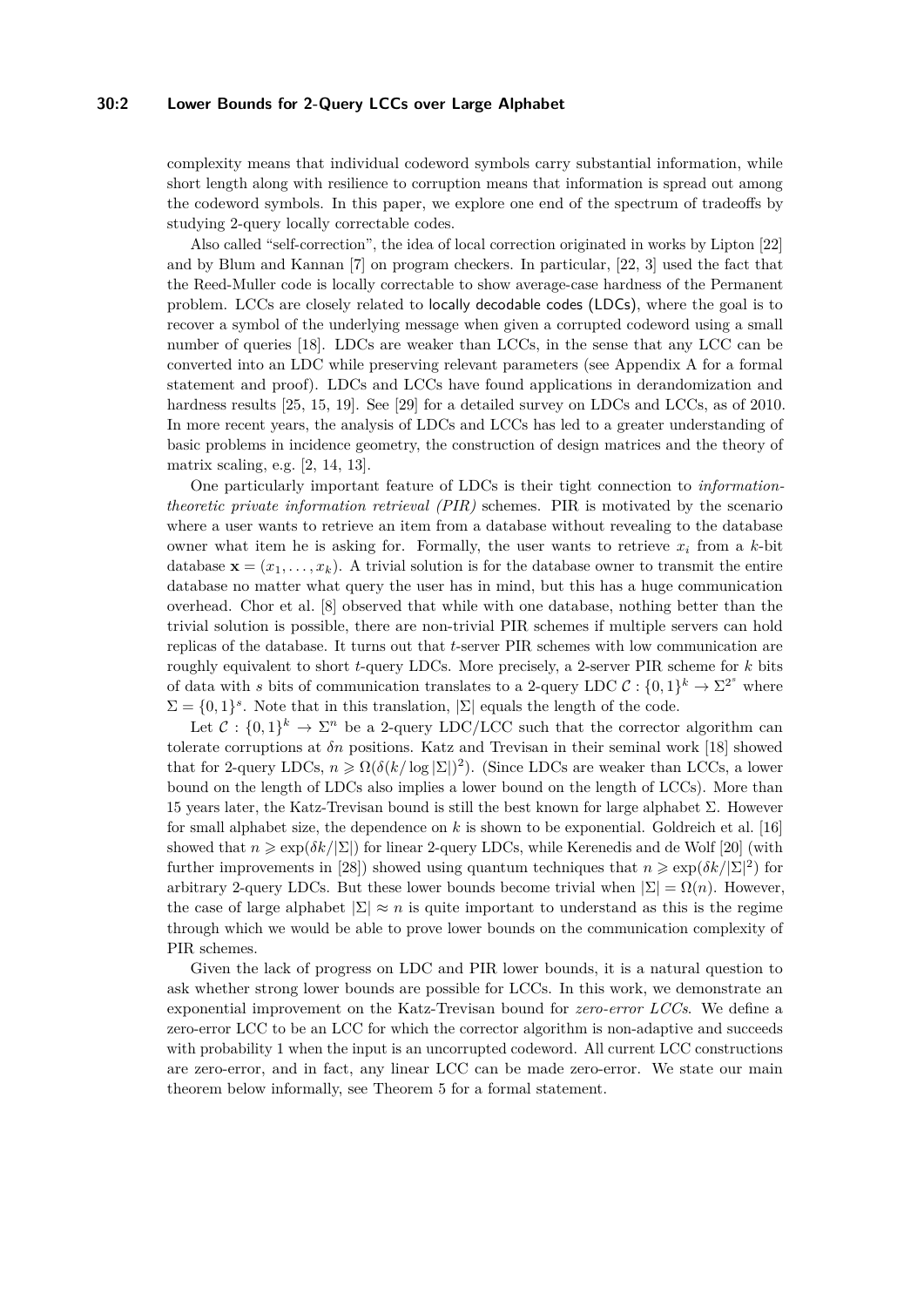complexity means that individual codeword symbols carry substantial information, while short length along with resilience to corruption means that information is spread out among the codeword symbols. In this paper, we explore one end of the spectrum of tradeoffs by studying 2-query locally correctable codes.

Also called "self-correction", the idea of local correction originated in works by Lipton [22] and by Blum and Kannan [7] on program checkers. In particular, [22, 3] used the fact that the Reed-Muller code is locally correctable to show average-case hardness of the Permanent problem. LCCs are closely related to locally decodable codes (LDCs), where the goal is to recover a symbol of the underlying message when given a corrupted codeword using a small number of queries [18]. LDCs are weaker than LCCs, in the sense that any LCC can be converted into an LDC while preserving relevant parameters (see Appendix A for a formal statement and proof). LDCs and LCCs have found applications in derandomization and hardness results [25, 15, 19]. See [29] for a detailed survey on LDCs and LCCs, as of 2010. In more recent years, the analysis of LDCs and LCCs has led to a greater understanding of basic problems in incidence geometry, the construction of design matrices and the theory of matrix scaling, e.g. [2, 14, 13].

One particularly important feature of LDCs is their tight connection to *information-theoretic private information retrieval (PIR)* schemes. PIR is motivated by the scenario where a user wants to retrieve an item from a database without revealing to the database owner what item he is asking for. Formally, the user wants to retrieve $x_i$ from a $k$-bit database $\mathbf{x} = (x_1, \dots, x_k)$. A trivial solution is for the database owner to transmit the entire database no matter what query the user has in mind, but this has a huge communication overhead. Chor et al. [8] observed that while with one database, nothing better than the trivial solution is possible, there are non-trivial PIR schemes if multiple servers can hold replicas of the database. It turns out that $t$-server PIR schemes with low communication are roughly equivalent to short $t$-query LDCs. More precisely, a 2-server PIR scheme for $k$ bits of data with $s$ bits of communication translates to a 2-query LDC $\mathcal{C} : \{0,1\}^k \to \Sigma^{2^s}$ where $\Sigma = \{0,1\}^s$. Note that in this translation, $|\Sigma|$ equals the length of the code.

Let $\mathcal{C} : \{0,1\}^k \to \Sigma^n$ be a 2-query LDC/LCC such that the corrector algorithm can tolerate corruptions at $\delta n$ positions. Katz and Trevisan in their seminal work [18] showed that for 2-query LDCs, $n \geqslant \Omega(\delta(k/\log|\Sigma|)^2)$. (Since LDCs are weaker than LCCs, a lower bound on the length of LDCs also implies a lower bound on the length of LCCs). More than 15 years later, the Katz-Trevisan bound is still the best known for large alphabet $\Sigma$. However for small alphabet size, the dependence on $k$ is shown to be exponential. Goldreich et al. [16] showed that $n \geqslant \exp(\delta k/|\Sigma|)$ for linear 2-query LDCs, while Kerenedis and de Wolf [20] (with further improvements in [28]) showed using quantum techniques that $n \geqslant \exp(\delta k/|\Sigma|^2)$ for arbitrary 2-query LDCs. But these lower bounds become trivial when $|\Sigma| = \Omega(n)$. However, the case of large alphabet $|\Sigma| \approx n$ is quite important to understand as this is the regime through which we would be able to prove lower bounds on the communication complexity of PIR schemes.

Given the lack of progress on LDC and PIR lower bounds, it is a natural question to ask whether strong lower bounds are possible for LCCs. In this work, we demonstrate an exponential improvement on the Katz-Trevisan bound for *zero-error LCCs*. We define a zero-error LCC to be an LCC for which the corrector algorithm is non-adaptive and succeeds with probability 1 when the input is an uncorrupted codeword. All current LCC constructions are zero-error, and in fact, any linear LCC can be made zero-error. We state our main theorem below informally, see Theorem 5 for a formal statement.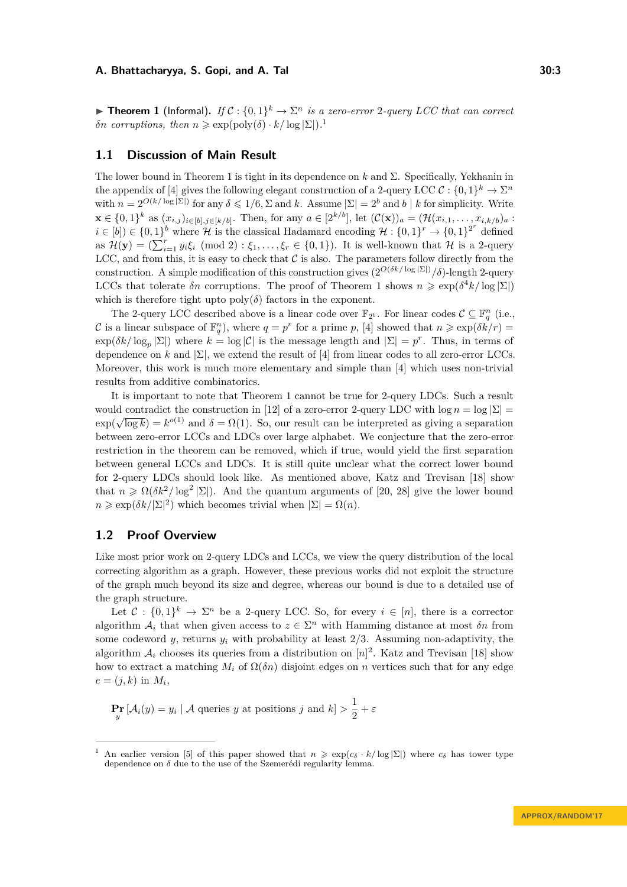▶ **Theorem 1** (Informal). *If $\mathcal{C} : \{0,1\}^k \to \Sigma^n$ is a zero-error 2-query LCC that can correct $\delta n$ corruptions, then $n \geqslant \exp(\mathrm{poly}(\delta) \cdot k/\log|\Sigma|)$.*[1]

## 1.1 Discussion of Main Result

The lower bound in Theorem 1 is tight in its dependence on $k$ and $\Sigma$. Specifically, Yekhanin in the appendix of [4] gives the following elegant construction of a 2-query LCC $\mathcal{C} : \{0,1\}^k \to \Sigma^n$ with $n = 2^{O(k/\log|\Sigma|)}$ for any $\delta \leqslant 1/6$, $\Sigma$ and $k$. Assume $|\Sigma| = 2^b$ and $b \mid k$ for simplicity. Write $\mathbf{x} \in \{0,1\}^k$ as $(x_{i,j})_{i\in[b],j\in[k/b]}$. Then, for any $a \in [2^{k/b}]$, let $(\mathcal{C}(\mathbf{x}))_a = (\mathcal{H}(x_{i,1}, \ldots, x_{i,k/b})_a : i \in [b]) \in \{0,1\}^b$ where $\mathcal{H}$ is the classical Hadamard encoding $\mathcal{H} : \{0,1\}^r \to \{0,1\}^{2^r}$ defined as $\mathcal{H}(\mathbf{y}) = (\sum_{i=1}^r y_i\xi_i \pmod 2) : \xi_1, \ldots, \xi_r \in \{0,1\})$. It is well-known that $\mathcal{H}$ is a 2-query LCC, and from this, it is easy to check that $\mathcal{C}$ is also. The parameters follow directly from the construction. A simple modification of this construction gives $(2^{O(\delta k/\log|\Sigma|)}/\delta)$-length 2-query LCCs that tolerate $\delta n$ corruptions. The proof of Theorem 1 shows $n \geqslant \exp(\delta^4 k/\log|\Sigma|)$ which is therefore tight upto $\mathrm{poly}(\delta)$ factors in the exponent.

The 2-query LCC described above is a linear code over $\mathbb{F}_{2^b}$. For linear codes $\mathcal{C} \subseteq \mathbb{F}_q^n$ (i.e., $\mathcal{C}$ is a linear subspace of $\mathbb{F}_q^n$), where $q = p^r$ for a prime $p$, [4] showed that $n \geqslant \exp(\delta k/r) = \exp(\delta k/\log_p|\Sigma|)$ where $k = \log|\mathcal{C}|$ is the message length and $|\Sigma| = p^r$. Thus, in terms of dependence on $k$ and $|\Sigma|$, we extend the result of [4] from linear codes to all zero-error LCCs. Moreover, this work is much more elementary and simple than [4] which uses non-trivial results from additive combinatorics.

It is important to note that Theorem 1 cannot be true for 2-query LDCs. Such a result would contradict the construction in [12] of a zero-error 2-query LDC with $\log n = \log|\Sigma| = \exp(\sqrt{\log k}) = k^{o(1)}$ and $\delta = \Omega(1)$. So, our result can be interpreted as giving a separation between zero-error LCCs and LDCs over large alphabet. We conjecture that the zero-error restriction in the theorem can be removed, which if true, would yield the first separation between general LCCs and LDCs. It is still quite unclear what the correct lower bound for 2-query LDCs should look like. As mentioned above, Katz and Trevisan [18] show that $n \geqslant \Omega(\delta k^2/\log^2|\Sigma|)$. And the quantum arguments of [20, 28] give the lower bound $n \geqslant \exp(\delta k/|\Sigma|^2)$ which becomes trivial when $|\Sigma| = \Omega(n)$.

## 1.2 Proof Overview

Like most prior work on 2-query LDCs and LCCs, we view the query distribution of the local correcting algorithm as a graph. However, these previous works did not exploit the structure of the graph much beyond its size and degree, whereas our bound is due to a detailed use of the graph structure.

Let $\mathcal{C} : \{0,1\}^k \to \Sigma^n$ be a 2-query LCC. So, for every $i \in [n]$, there is a corrector algorithm $\mathcal{A}_i$ that when given access to $z \in \Sigma^n$ with Hamming distance at most $\delta n$ from some codeword $y$, returns $y_i$ with probability at least $2/3$. Assuming non-adaptivity, the algorithm $\mathcal{A}_i$ chooses its queries from a distribution on $[n]^2$. Katz and Trevisan [18] show how to extract a matching $M_i$ of $\Omega(\delta n)$ disjoint edges on $n$ vertices such that for any edge $e = (j,k)$ in $M_i$,

$$\Pr_y[\mathcal{A}_i(y) = y_i \mid \mathcal{A} \text{ queries } y \text{ at positions } j \text{ and } k] > \frac{1}{2} + \varepsilon$$

---

[1] An earlier version [5] of this paper showed that $n \geqslant \exp(c_\delta \cdot k/\log|\Sigma|)$ where $c_\delta$ has tower type dependence on $\delta$ due to the use of the Szemerédi regularity lemma.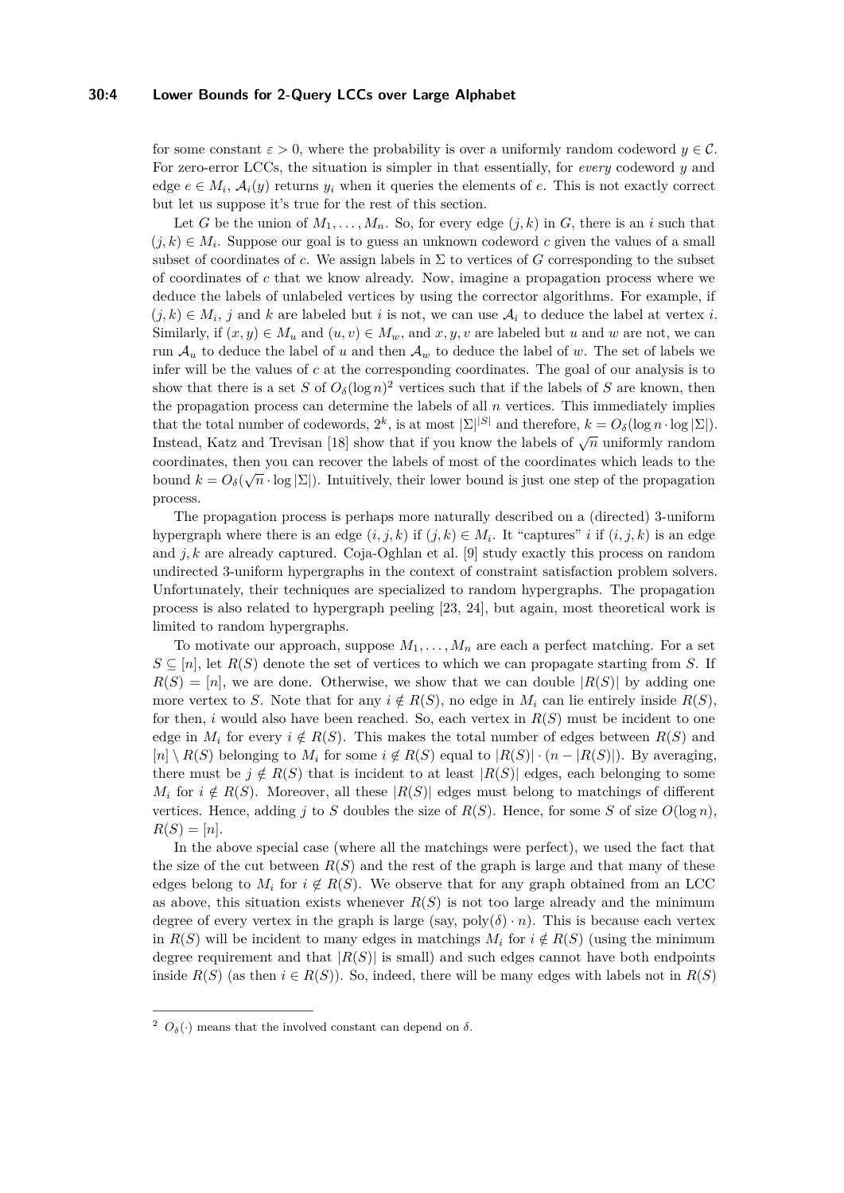for some constant $\varepsilon > 0$, where the probability is over a uniformly random codeword $y \in \mathcal{C}$. For zero-error LCCs, the situation is simpler in that essentially, for *every* codeword $y$ and edge $e \in M_i$, $\mathcal{A}_i(y)$ returns $y_i$ when it queries the elements of $e$. This is not exactly correct but let us suppose it's true for the rest of this section.

Let $G$ be the union of $M_1, \ldots, M_n$. So, for every edge $(j, k)$ in $G$, there is an $i$ such that $(j, k) \in M_i$. Suppose our goal is to guess an unknown codeword $c$ given the values of a small subset of coordinates of $c$. We assign labels in $\Sigma$ to vertices of $G$ corresponding to the subset of coordinates of $c$ that we know already. Now, imagine a propagation process where we deduce the labels of unlabeled vertices by using the corrector algorithms. For example, if $(j, k) \in M_i$, $j$ and $k$ are labeled but $i$ is not, we can use $\mathcal{A}_i$ to deduce the label at vertex $i$. Similarly, if $(x, y) \in M_u$ and $(u, v) \in M_w$, and $x, y, v$ are labeled but $u$ and $w$ are not, we can run $\mathcal{A}_u$ to deduce the label of $u$ and then $\mathcal{A}_w$ to deduce the label of $w$. The set of labels we infer will be the values of $c$ at the corresponding coordinates. The goal of our analysis is to show that there is a set $S$ of $O_\delta(\log n)^2$ vertices such that if the labels of $S$ are known, then the propagation process can determine the labels of all $n$ vertices. This immediately implies that the total number of codewords, $2^k$, is at most $|\Sigma|^{|S|}$ and therefore, $k = O_\delta(\log n \cdot \log |\Sigma|)$. Instead, Katz and Trevisan [18] show that if you know the labels of $\sqrt{n}$ uniformly random coordinates, then you can recover the labels of most of the coordinates which leads to the bound $k = O_\delta(\sqrt{n} \cdot \log |\Sigma|)$. Intuitively, their lower bound is just one step of the propagation process.

The propagation process is perhaps more naturally described on a (directed) 3-uniform hypergraph where there is an edge $(i, j, k)$ if $(j, k) \in M_i$. It "captures" $i$ if $(i, j, k)$ is an edge and $j, k$ are already captured. Coja-Oghlan et al. [9] study exactly this process on random undirected 3-uniform hypergraphs in the context of constraint satisfaction problem solvers. Unfortunately, their techniques are specialized to random hypergraphs. The propagation process is also related to hypergraph peeling [23, 24], but again, most theoretical work is limited to random hypergraphs.

To motivate our approach, suppose $M_1, \ldots, M_n$ are each a perfect matching. For a set $S \subseteq [n]$, let $R(S)$ denote the set of vertices to which we can propagate starting from $S$. If $R(S) = [n]$, we are done. Otherwise, we show that we can double $|R(S)|$ by adding one more vertex to $S$. Note that for any $i \notin R(S)$, no edge in $M_i$ can lie entirely inside $R(S)$, for then, $i$ would also have been reached. So, each vertex in $R(S)$ must be incident to one edge in $M_i$ for every $i \notin R(S)$. This makes the total number of edges between $R(S)$ and $[n] \setminus R(S)$ belonging to $M_i$ for some $i \notin R(S)$ equal to $|R(S)| \cdot (n - |R(S)|)$. By averaging, there must be $j \notin R(S)$ that is incident to at least $|R(S)|$ edges, each belonging to some $M_i$ for $i \notin R(S)$. Moreover, all these $|R(S)|$ edges must belong to matchings of different vertices. Hence, adding $j$ to $S$ doubles the size of $R(S)$. Hence, for some $S$ of size $O(\log n)$, $R(S) = [n]$.

In the above special case (where all the matchings were perfect), we used the fact that the size of the cut between $R(S)$ and the rest of the graph is large and that many of these edges belong to $M_i$ for $i \notin R(S)$. We observe that for any graph obtained from an LCC as above, this situation exists whenever $R(S)$ is not too large already and the minimum degree of every vertex in the graph is large (say, $\mathrm{poly}(\delta) \cdot n$). This is because each vertex in $R(S)$ will be incident to many edges in matchings $M_i$ for $i \notin R(S)$ (using the minimum degree requirement and that $|R(S)|$ is small) and such edges cannot have both endpoints inside $R(S)$ (as then $i \in R(S)$). So, indeed, there will be many edges with labels not in $R(S)$

[2] $O_\delta(\cdot)$ means that the involved constant can depend on $\delta$.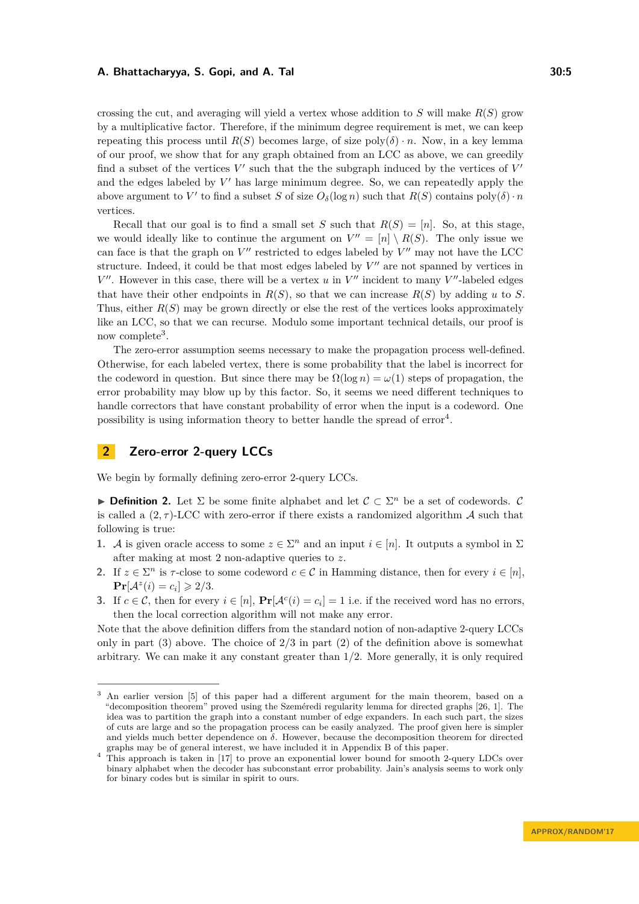crossing the cut, and averaging will yield a vertex whose addition to $S$ will make $R(S)$ grow by a multiplicative factor. Therefore, if the minimum degree requirement is met, we can keep repeating this process until $R(S)$ becomes large, of size $\text{poly}(\delta) \cdot n$. Now, in a key lemma of our proof, we show that for any graph obtained from an LCC as above, we can greedily find a subset of the vertices $V'$ such that the the subgraph induced by the vertices of $V'$ and the edges labeled by $V'$ has large minimum degree. So, we can repeatedly apply the above argument to $V'$ to find a subset $S$ of size $O_\delta(\log n)$ such that $R(S)$ contains $\text{poly}(\delta) \cdot n$ vertices.

Recall that our goal is to find a small set $S$ such that $R(S) = [n]$. So, at this stage, we would ideally like to continue the argument on $V'' = [n] \setminus R(S)$. The only issue we can face is that the graph on $V''$ restricted to edges labeled by $V''$ may not have the LCC structure. Indeed, it could be that most edges labeled by $V''$ are not spanned by vertices in $V''$. However in this case, there will be a vertex $u$ in $V''$ incident to many $V''$-labeled edges that have their other endpoints in $R(S)$, so that we can increase $R(S)$ by adding $u$ to $S$. Thus, either $R(S)$ may be grown directly or else the rest of the vertices looks approximately like an LCC, so that we can recurse. Modulo some important technical details, our proof is now complete[3].

The zero-error assumption seems necessary to make the propagation process well-defined. Otherwise, for each labeled vertex, there is some probability that the label is incorrect for the codeword in question. But since there may be $\Omega(\log n) = \omega(1)$ steps of propagation, the error probability may blow up by this factor. So, it seems we need different techniques to handle correctors that have constant probability of error when the input is a codeword. One possibility is using information theory to better handle the spread of error[4].

## 2 Zero-error 2-query LCCs

We begin by formally defining zero-error 2-query LCCs.

▶ **Definition 2.** Let $\Sigma$ be some finite alphabet and let $\mathcal{C} \subset \Sigma^n$ be a set of codewords. $\mathcal{C}$ is called a $(2, \tau)$-LCC with zero-error if there exists a randomized algorithm $\mathcal{A}$ such that following is true:

1. $\mathcal{A}$ is given oracle access to some $z \in \Sigma^n$ and an input $i \in [n]$. It outputs a symbol in $\Sigma$ after making at most 2 non-adaptive queries to $z$.
2. If $z \in \Sigma^n$ is $\tau$-close to some codeword $c \in \mathcal{C}$ in Hamming distance, then for every $i \in [n]$, $\mathbf{Pr}[\mathcal{A}^z(i) = c_i] \geqslant 2/3$.
3. If $c \in \mathcal{C}$, then for every $i \in [n]$, $\mathbf{Pr}[\mathcal{A}^c(i) = c_i] = 1$ i.e. if the received word has no errors, then the local correction algorithm will not make any error.

Note that the above definition differs from the standard notion of non-adaptive 2-query LCCs only in part (3) above. The choice of 2/3 in part (2) of the definition above is somewhat arbitrary. We can make it any constant greater than 1/2. More generally, it is only required

---

[3] An earlier version [5] of this paper had a different argument for the main theorem, based on a "decomposition theorem" proved using the Szeméredi regularity lemma for directed graphs [26, 1]. The idea was to partition the graph into a constant number of edge expanders. In each such part, the sizes of cuts are large and so the propagation process can be easily analyzed. The proof given here is simpler and yields much better dependence on $\delta$. However, because the decomposition theorem for directed graphs may be of general interest, we have included it in Appendix B of this paper.

[4] This approach is taken in [17] to prove an exponential lower bound for smooth 2-query LDCs over binary alphabet when the decoder has subconstant error probability. Jain's analysis seems to work only for binary codes but is similar in spirit to ours.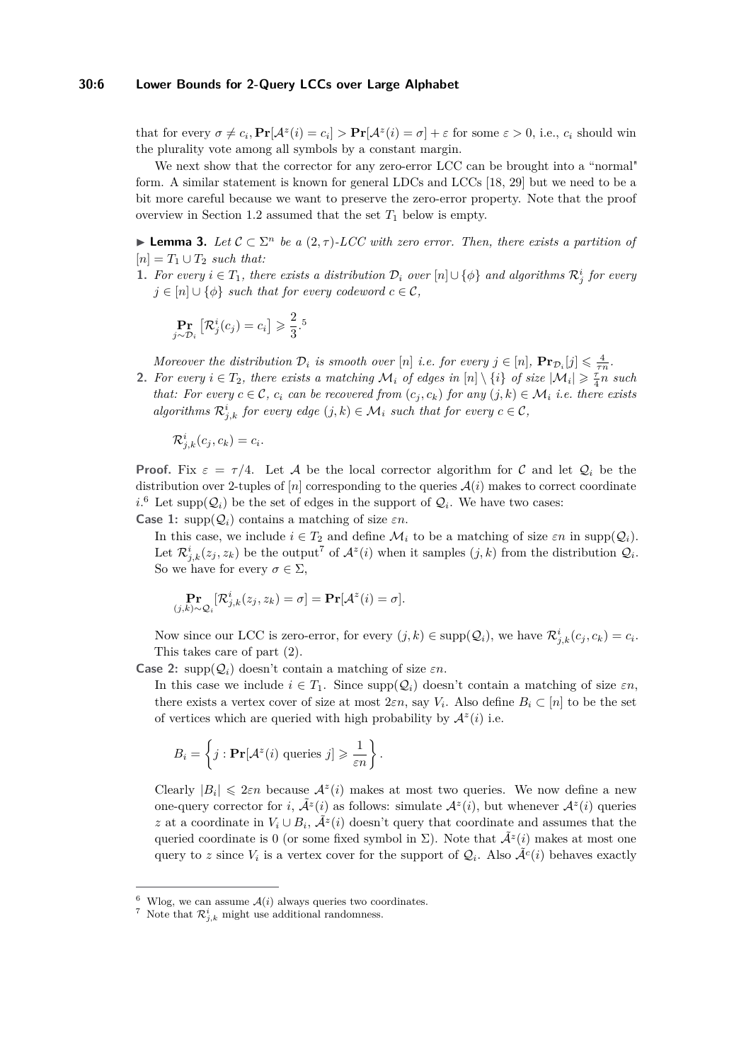that for every $\sigma \neq c_i, \mathbf{Pr}[\mathcal{A}^z(i) = c_i] > \mathbf{Pr}[\mathcal{A}^z(i) = \sigma] + \varepsilon$ for some $\varepsilon > 0$, i.e., $c_i$ should win the plurality vote among all symbols by a constant margin.

We next show that the corrector for any zero-error LCC can be brought into a "normal" form. A similar statement is known for general LDCs and LCCs [18, 29] but we need to be a bit more careful because we want to preserve the zero-error property. Note that the proof overview in Section 1.2 assumed that the set $T_1$ below is empty.

▶ **Lemma 3.** *Let $\mathcal{C} \subset \Sigma^n$ be a $(2, \tau)$-LCC with zero error. Then, there exists a partition of $[n] = T_1 \cup T_2$ such that:*

1. *For every $i \in T_1$, there exists a distribution $\mathcal{D}_i$ over $[n] \cup \{\phi\}$ and algorithms $\mathcal{R}^i_j$ for every $j \in [n] \cup \{\phi\}$ such that for every codeword $c \in \mathcal{C}$,*

   $$\mathop{\mathbf{Pr}}_{j \sim \mathcal{D}_i} \left[\mathcal{R}^i_j(c_j) = c_i\right] \geqslant \frac{2}{3}.^5$$

   *Moreover the distribution $\mathcal{D}_i$ is smooth over $[n]$ i.e. for every $j \in [n]$, $\mathbf{Pr}_{\mathcal{D}_i}[j] \leqslant \frac{4}{\tau n}$.*

2. *For every $i \in T_2$, there exists a matching $\mathcal{M}_i$ of edges in $[n] \setminus \{i\}$ of size $|\mathcal{M}_i| \geqslant \frac{\tau}{4} n$ such that: For every $c \in \mathcal{C}$, $c_i$ can be recovered from $(c_j, c_k)$ for any $(j,k) \in \mathcal{M}_i$ i.e. there exists algorithms $\mathcal{R}^i_{j,k}$ for every edge $(j,k) \in \mathcal{M}_i$ such that for every $c \in \mathcal{C}$,*

   $$\mathcal{R}^i_{j,k}(c_j, c_k) = c_i.$$

**Proof.** Fix $\varepsilon = \tau/4$. Let $\mathcal{A}$ be the local corrector algorithm for $\mathcal{C}$ and let $\mathcal{Q}_i$ be the distribution over 2-tuples of $[n]$ corresponding to the queries $\mathcal{A}(i)$ makes to correct coordinate $i$.[6] Let $\text{supp}(\mathcal{Q}_i)$ be the set of edges in the support of $\mathcal{Q}_i$. We have two cases:

**Case 1:** $\text{supp}(\mathcal{Q}_i)$ contains a matching of size $\varepsilon n$.

In this case, we include $i \in T_2$ and define $\mathcal{M}_i$ to be a matching of size $\varepsilon n$ in $\text{supp}(\mathcal{Q}_i)$. Let $\mathcal{R}^i_{j,k}(z_j, z_k)$ be the output[7] of $\mathcal{A}^z(i)$ when it samples $(j,k)$ from the distribution $\mathcal{Q}_i$. So we have for every $\sigma \in \Sigma$,

$$\mathop{\mathbf{Pr}}_{(j,k) \sim \mathcal{Q}_i}[\mathcal{R}^i_{j,k}(z_j, z_k) = \sigma] = \mathbf{Pr}[\mathcal{A}^z(i) = \sigma].$$

Now since our LCC is zero-error, for every $(j,k) \in \text{supp}(\mathcal{Q}_i)$, we have $\mathcal{R}^i_{j,k}(c_j, c_k) = c_i$. This takes care of part (2).

**Case 2:** $\text{supp}(\mathcal{Q}_i)$ doesn't contain a matching of size $\varepsilon n$.

In this case we include $i \in T_1$. Since $\text{supp}(\mathcal{Q}_i)$ doesn't contain a matching of size $\varepsilon n$, there exists a vertex cover of size at most $2\varepsilon n$, say $V_i$. Also define $B_i \subset [n]$ to be the set of vertices which are queried with high probability by $\mathcal{A}^z(i)$ i.e.

$$B_i = \left\{ j : \mathbf{Pr}[\mathcal{A}^z(i) \text{ queries } j] \geqslant \frac{1}{\varepsilon n} \right\}.$$

Clearly $|B_i| \leqslant 2\varepsilon n$ because $\mathcal{A}^z(i)$ makes at most two queries. We now define a new one-query corrector for $i$, $\tilde{\mathcal{A}}^z(i)$ as follows: simulate $\mathcal{A}^z(i)$, but whenever $\mathcal{A}^z(i)$ queries $z$ at a coordinate in $V_i \cup B_i$, $\tilde{\mathcal{A}}^z(i)$ doesn't query that coordinate and assumes that the queried coordinate is 0 (or some fixed symbol in $\Sigma$). Note that $\tilde{\mathcal{A}}^z(i)$ makes at most one query to $z$ since $V_i$ is a vertex cover for the support of $\mathcal{Q}_i$. Also $\tilde{\mathcal{A}}^c(i)$ behaves exactly

---

[6] Wlog, we can assume $\mathcal{A}(i)$ always queries two coordinates.

[7] Note that $\mathcal{R}^i_{j,k}$ might use additional randomness.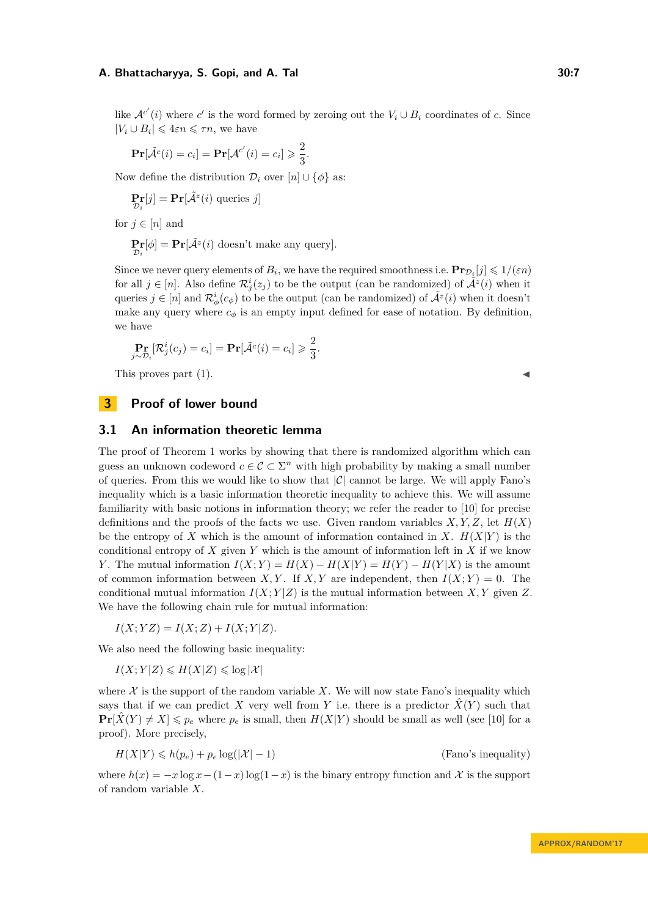like $\mathcal{A}^{c'}(i)$ where $c'$ is the word formed by zeroing out the $V_i \cup B_i$ coordinates of $c$. Since $|V_i \cup B_i| \leqslant 4\varepsilon n \leqslant \tau n$, we have

$$\mathbf{Pr}[\tilde{\mathcal{A}}^c(i) = c_i] = \mathbf{Pr}[\mathcal{A}^{c'}(i) = c_i] \geqslant \frac{2}{3}.$$

Now define the distribution $\mathcal{D}_i$ over $[n] \cup \{\phi\}$ as:

$$\mathop{\mathbf{Pr}}_{\mathcal{D}_i}[j] = \mathbf{Pr}[\tilde{\mathcal{A}}^z(i) \text{ queries } j]$$

for $j \in [n]$ and

$$\mathop{\mathbf{Pr}}_{\mathcal{D}_i}[\phi] = \mathbf{Pr}[\tilde{\mathcal{A}}^z(i) \text{ doesn't make any query}].$$

Since we never query elements of $B_i$, we have the required smoothness i.e. $\mathbf{Pr}_{\mathcal{D}_i}[j] \leqslant 1/(\varepsilon n)$ for all $j \in [n]$. Also define $\mathcal{R}^i_j(z_j)$ to be the output (can be randomized) of $\tilde{\mathcal{A}}^z(i)$ when it queries $j \in [n]$ and $\mathcal{R}^i_\phi(c_\phi)$ to be the output (can be randomized) of $\tilde{\mathcal{A}}^z(i)$ when it doesn't make any query where $c_\phi$ is an empty input defined for ease of notation. By definition, we have

$$\mathop{\mathbf{Pr}}_{j\sim\mathcal{D}_i}[\mathcal{R}^i_j(c_j) = c_i] = \mathbf{Pr}[\tilde{\mathcal{A}}^c(i) = c_i] \geqslant \frac{2}{3}.$$

This proves part (1). ◂

# 3 Proof of lower bound

## 3.1 An information theoretic lemma

The proof of Theorem 1 works by showing that there is randomized algorithm which can guess an unknown codeword $c \in \mathcal{C} \subset \Sigma^n$ with high probability by making a small number of queries. From this we would like to show that $|\mathcal{C}|$ cannot be large. We will apply Fano's inequality which is a basic information theoretic inequality to achieve this. We will assume familiarity with basic notions in information theory; we refer the reader to [10] for precise definitions and the proofs of the facts we use. Given random variables $X, Y, Z$, let $H(X)$ be the entropy of $X$ which is the amount of information contained in $X$. $H(X|Y)$ is the conditional entropy of $X$ given $Y$ which is the amount of information left in $X$ if we know $Y$. The mutual information $I(X;Y) = H(X) - H(X|Y) = H(Y) - H(Y|X)$ is the amount of common information between $X, Y$. If $X, Y$ are independent, then $I(X;Y) = 0$. The conditional mutual information $I(X;Y|Z)$ is the mutual information between $X, Y$ given $Z$. We have the following chain rule for mutual information:

$$I(X;YZ) = I(X;Z) + I(X;Y|Z).$$

We also need the following basic inequality:

$$I(X;Y|Z) \leqslant H(X|Z) \leqslant \log|\mathcal{X}|$$

where $\mathcal{X}$ is the support of the random variable $X$. We will now state Fano's inequality which says that if we can predict $X$ very well from $Y$ i.e. there is a predictor $\hat{X}(Y)$ such that $\mathbf{Pr}[\hat{X}(Y) \neq X] \leqslant p_e$ where $p_e$ is small, then $H(X|Y)$ should be small as well (see [10] for a proof). More precisely,

$$H(X|Y) \leqslant h(p_e) + p_e \log(|\mathcal{X}| - 1) \qquad \text{(Fano's inequality)}$$

where $h(x) = -x\log x - (1-x)\log(1-x)$ is the binary entropy function and $\mathcal{X}$ is the support of random variable $X$.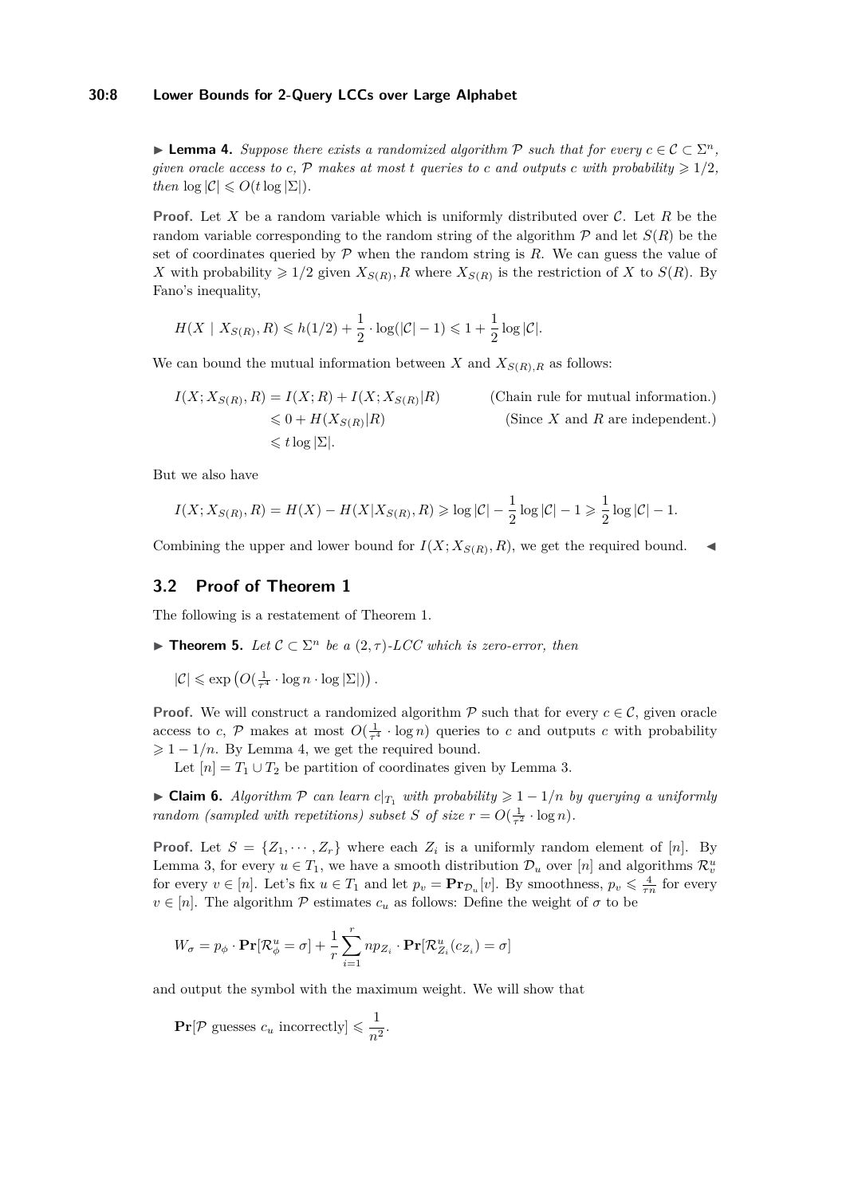▶ **Lemma 4.** *Suppose there exists a randomized algorithm $\mathcal{P}$ such that for every $c \in \mathcal{C} \subset \Sigma^n$, given oracle access to $c$, $\mathcal{P}$ makes at most $t$ queries to $c$ and outputs $c$ with probability $\geqslant 1/2$, then $\log |\mathcal{C}| \leqslant O(t \log |\Sigma|)$.*

**Proof.** Let $X$ be a random variable which is uniformly distributed over $\mathcal{C}$. Let $R$ be the random variable corresponding to the random string of the algorithm $\mathcal{P}$ and let $S(R)$ be the set of coordinates queried by $\mathcal{P}$ when the random string is $R$. We can guess the value of $X$ with probability $\geqslant 1/2$ given $X_{S(R)}, R$ where $X_{S(R)}$ is the restriction of $X$ to $S(R)$. By Fano's inequality,

$$H(X \mid X_{S(R)}, R) \leqslant h(1/2) + \frac{1}{2} \cdot \log(|\mathcal{C}| - 1) \leqslant 1 + \frac{1}{2} \log |\mathcal{C}|.$$

We can bound the mutual information between $X$ and $X_{S(R),R}$ as follows:

$$\begin{aligned}
I(X; X_{S(R)}, R) &= I(X; R) + I(X; X_{S(R)}|R) && \text{(Chain rule for mutual information.)} \\
&\leqslant 0 + H(X_{S(R)}|R) && \text{(Since } X \text{ and } R \text{ are independent.)} \\
&\leqslant t \log |\Sigma|.
\end{aligned}$$

But we also have

$$I(X; X_{S(R)}, R) = H(X) - H(X|X_{S(R)}, R) \geqslant \log |\mathcal{C}| - \frac{1}{2} \log |\mathcal{C}| - 1 \geqslant \frac{1}{2} \log |\mathcal{C}| - 1.$$

Combining the upper and lower bound for $I(X; X_{S(R)}, R)$, we get the required bound. ◀

## 3.2 Proof of Theorem 1

The following is a restatement of Theorem 1.

▶ **Theorem 5.** *Let $\mathcal{C} \subset \Sigma^n$ be a $(2, \tau)$-LCC which is zero-error, then*

$$|\mathcal{C}| \leqslant \exp\left(O(\tfrac{1}{\tau^4} \cdot \log n \cdot \log |\Sigma|)\right).$$

**Proof.** We will construct a randomized algorithm $\mathcal{P}$ such that for every $c \in \mathcal{C}$, given oracle access to $c$, $\mathcal{P}$ makes at most $O(\frac{1}{\tau^4} \cdot \log n)$ queries to $c$ and outputs $c$ with probability $\geqslant 1 - 1/n$. By Lemma 4, we get the required bound.

Let $[n] = T_1 \cup T_2$ be partition of coordinates given by Lemma 3.

▶ **Claim 6.** *Algorithm $\mathcal{P}$ can learn $c|_{T_1}$ with probability $\geqslant 1 - 1/n$ by querying a uniformly random (sampled with repetitions) subset $S$ of size $r = O(\frac{1}{\tau^2} \cdot \log n)$.*

**Proof.** Let $S = \{Z_1, \cdots, Z_r\}$ where each $Z_i$ is a uniformly random element of $[n]$. By Lemma 3, for every $u \in T_1$, we have a smooth distribution $\mathcal{D}_u$ over $[n]$ and algorithms $\mathcal{R}^u_v$ for every $v \in [n]$. Let's fix $u \in T_1$ and let $p_v = \mathbf{Pr}_{\mathcal{D}_u}[v]$. By smoothness, $p_v \leqslant \frac{4}{\tau n}$ for every $v \in [n]$. The algorithm $\mathcal{P}$ estimates $c_u$ as follows: Define the weight of $\sigma$ to be

$$W_\sigma = p_\phi \cdot \mathbf{Pr}[\mathcal{R}^u_\phi = \sigma] + \frac{1}{r} \sum_{i=1}^{r} n p_{Z_i} \cdot \mathbf{Pr}[\mathcal{R}^u_{Z_i}(c_{Z_i}) = \sigma]$$

and output the symbol with the maximum weight. We will show that

$$\mathbf{Pr}[\mathcal{P} \text{ guesses } c_u \text{ incorrectly}] \leqslant \frac{1}{n^2}.$$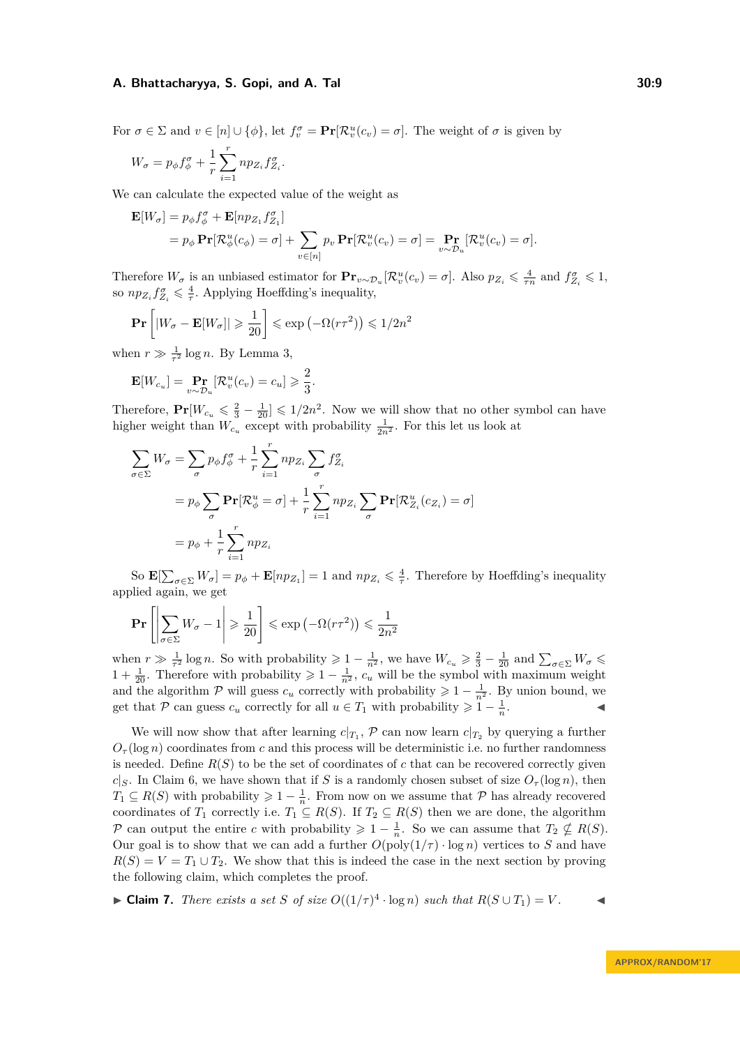For $\sigma \in \Sigma$ and $v \in [n] \cup \{\phi\}$, let $f_v^\sigma = \mathbf{Pr}[\mathcal{R}_v^u(c_v) = \sigma]$. The weight of $\sigma$ is given by

$$W_\sigma = p_\phi f_\phi^\sigma + \frac{1}{r}\sum_{i=1}^{r} np_{Z_i} f_{Z_i}^\sigma.$$

We can calculate the expected value of the weight as

$$\begin{aligned}\mathbf{E}[W_\sigma] &= p_\phi f_\phi^\sigma + \mathbf{E}[np_{Z_1} f_{Z_1}^\sigma] \\ &= p_\phi \mathbf{Pr}[\mathcal{R}_\phi^u(c_\phi) = \sigma] + \sum_{v\in[n]} p_v \mathbf{Pr}[\mathcal{R}_v^u(c_v) = \sigma] = \mathop{\mathbf{Pr}}_{v\sim\mathcal{D}_u}[\mathcal{R}_v^u(c_v) = \sigma].\end{aligned}$$

Therefore $W_\sigma$ is an unbiased estimator for $\mathbf{Pr}_{v\sim\mathcal{D}_u}[\mathcal{R}_v^u(c_v) = \sigma]$. Also $p_{Z_i} \leqslant \frac{4}{\tau n}$ and $f_{Z_i}^\sigma \leqslant 1$, so $np_{Z_i} f_{Z_i}^\sigma \leqslant \frac{4}{\tau}$. Applying Hoeffding's inequality,

$$\mathbf{Pr}\left[|W_\sigma - \mathbf{E}[W_\sigma]| \geqslant \frac{1}{20}\right] \leqslant \exp\left(-\Omega(r\tau^2)\right) \leqslant 1/2n^2$$

when $r \gg \frac{1}{\tau^2}\log n$. By Lemma 3,

$$\mathbf{E}[W_{c_u}] = \mathop{\mathbf{Pr}}_{v\sim\mathcal{D}_u}[\mathcal{R}_v^u(c_v) = c_u] \geqslant \frac{2}{3}.$$

Therefore, $\mathbf{Pr}[W_{c_u} \leqslant \frac{2}{3} - \frac{1}{20}] \leqslant 1/2n^2$. Now we will show that no other symbol can have higher weight than $W_{c_u}$ except with probability $\frac{1}{2n^2}$. For this let us look at

$$\begin{aligned}\sum_{\sigma\in\Sigma} W_\sigma &= \sum_\sigma p_\phi f_\phi^\sigma + \frac{1}{r}\sum_{i=1}^{r} np_{Z_i}\sum_\sigma f_{Z_i}^\sigma \\ &= p_\phi \sum_\sigma \mathbf{Pr}[\mathcal{R}_\phi^u = \sigma] + \frac{1}{r}\sum_{i=1}^{r} np_{Z_i}\sum_\sigma \mathbf{Pr}[\mathcal{R}_{Z_i}^u(c_{Z_i}) = \sigma] \\ &= p_\phi + \frac{1}{r}\sum_{i=1}^{r} np_{Z_i}\end{aligned}$$

So $\mathbf{E}[\sum_{\sigma\in\Sigma} W_\sigma] = p_\phi + \mathbf{E}[np_{Z_1}] = 1$ and $np_{Z_i} \leqslant \frac{4}{\tau}$. Therefore by Hoeffding's inequality applied again, we get

$$\mathbf{Pr}\left[\left|\sum_{\sigma\in\Sigma} W_\sigma - 1\right| \geqslant \frac{1}{20}\right] \leqslant \exp\left(-\Omega(r\tau^2)\right) \leqslant \frac{1}{2n^2}$$

when $r \gg \frac{1}{\tau^2}\log n$. So with probability $\geqslant 1 - \frac{1}{n^2}$, we have $W_{c_u} \geqslant \frac{2}{3} - \frac{1}{20}$ and $\sum_{\sigma\in\Sigma} W_\sigma \leqslant 1 + \frac{1}{20}$. Therefore with probability $\geqslant 1 - \frac{1}{n^2}$, $c_u$ will be the symbol with maximum weight and the algorithm $\mathcal{P}$ will guess $c_u$ correctly with probability $\geqslant 1 - \frac{1}{n^2}$. By union bound, we get that $\mathcal{P}$ can guess $c_u$ correctly for all $u \in T_1$ with probability $\geqslant 1 - \frac{1}{n}$. ◀

We will now show that after learning $c|_{T_1}$, $\mathcal{P}$ can now learn $c|_{T_2}$ by querying a further $O_\tau(\log n)$ coordinates from $c$ and this process will be deterministic i.e. no further randomness is needed. Define $R(S)$ to be the set of coordinates of $c$ that can be recovered correctly given $c|_S$. In Claim 6, we have shown that if $S$ is a randomly chosen subset of size $O_\tau(\log n)$, then $T_1 \subseteq R(S)$ with probability $\geqslant 1 - \frac{1}{n}$. From now on we assume that $\mathcal{P}$ has already recovered coordinates of $T_1$ correctly i.e. $T_1 \subseteq R(S)$. If $T_2 \subseteq R(S)$ then we are done, the algorithm $\mathcal{P}$ can output the entire $c$ with probability $\geqslant 1 - \frac{1}{n}$. So we can assume that $T_2 \not\subseteq R(S)$. Our goal is to show that we can add a further $O(\mathrm{poly}(1/\tau)\cdot\log n)$ vertices to $S$ and have $R(S) = V = T_1 \cup T_2$. We show that this is indeed the case in the next section by proving the following claim, which completes the proof.

▶ **Claim 7.** *There exists a set $S$ of size $O((1/\tau)^4 \cdot \log n)$ such that $R(S \cup T_1) = V$.* ◀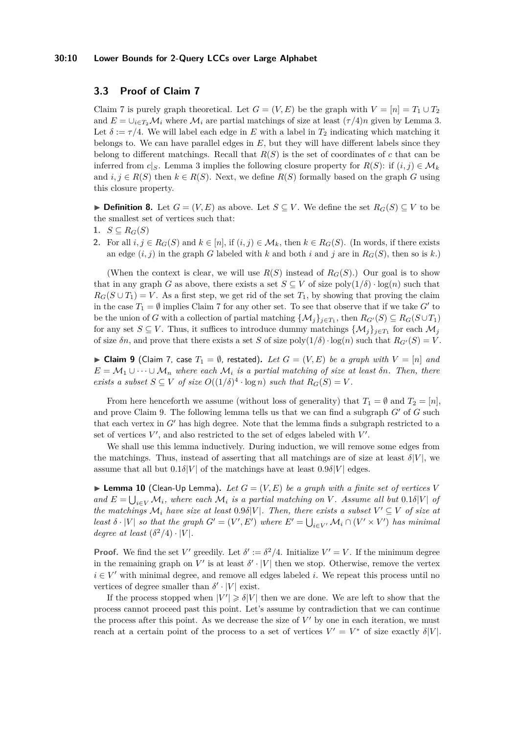## 3.3 Proof of Claim 7

Claim 7 is purely graph theoretical. Let $G = (V, E)$ be the graph with $V = [n] = T_1 \cup T_2$ and $E = \cup_{i \in T_2} \mathcal{M}_i$ where $\mathcal{M}_i$ are partial matchings of size at least $(\tau/4)n$ given by Lemma 3. Let $\delta := \tau/4$. We will label each edge in $E$ with a label in $T_2$ indicating which matching it belongs to. We can have parallel edges in $E$, but they will have different labels since they belong to different matchings. Recall that $R(S)$ is the set of coordinates of $c$ that can be inferred from $c|_S$. Lemma 3 implies the following closure property for $R(S)$: if $(i, j) \in \mathcal{M}_k$ and $i, j \in R(S)$ then $k \in R(S)$. Next, we define $R(S)$ formally based on the graph $G$ using this closure property.

▶ **Definition 8.** Let $G = (V, E)$ as above. Let $S \subseteq V$. We define the set $R_G(S) \subseteq V$ to be the smallest set of vertices such that:

1. $S \subseteq R_G(S)$
2. For all $i, j \in R_G(S)$ and $k \in [n]$, if $(i, j) \in \mathcal{M}_k$, then $k \in R_G(S)$. (In words, if there exists an edge $(i, j)$ in the graph $G$ labeled with $k$ and both $i$ and $j$ are in $R_G(S)$, then so is $k$.)

(When the context is clear, we will use $R(S)$ instead of $R_G(S)$.) Our goal is to show that in any graph $G$ as above, there exists a set $S \subseteq V$ of size $\mathrm{poly}(1/\delta) \cdot \log(n)$ such that $R_G(S \cup T_1) = V$. As a first step, we get rid of the set $T_1$, by showing that proving the claim in the case $T_1 = \emptyset$ implies Claim 7 for any other set. To see that observe that if we take $G'$ to be the union of $G$ with a collection of partial matching $\{\mathcal{M}_j\}_{j \in T_1}$, then $R_{G'}(S) \subseteq R_G(S \cup T_1)$ for any set $S \subseteq V$. Thus, it suffices to introduce dummy matchings $\{\mathcal{M}_j\}_{j \in T_1}$ for each $\mathcal{M}_j$ of size $\delta n$, and prove that there exists a set $S$ of size $\mathrm{poly}(1/\delta) \cdot \log(n)$ such that $R_{G'}(S) = V$.

▶ **Claim 9** (Claim 7, case $T_1 = \emptyset$, restated). *Let $G = (V, E)$ be a graph with $V = [n]$ and $E = \mathcal{M}_1 \cup \cdots \cup \mathcal{M}_n$ where each $\mathcal{M}_i$ is a partial matching of size at least $\delta n$. Then, there exists a subset $S \subseteq V$ of size $O((1/\delta)^4 \cdot \log n)$ such that $R_G(S) = V$.*

From here henceforth we assume (without loss of generality) that $T_1 = \emptyset$ and $T_2 = [n]$, and prove Claim 9. The following lemma tells us that we can find a subgraph $G'$ of $G$ such that each vertex in $G'$ has high degree. Note that the lemma finds a subgraph restricted to a set of vertices $V'$, and also restricted to the set of edges labeled with $V'$.

We shall use this lemma inductively. During induction, we will remove some edges from the matchings. Thus, instead of asserting that all matchings are of size at least $\delta|V|$, we assume that all but $0.1\delta|V|$ of the matchings have at least $0.9\delta|V|$ edges.

▶ **Lemma 10** (Clean-Up Lemma). *Let $G = (V, E)$ be a graph with a finite set of vertices $V$ and $E = \bigcup_{i \in V} \mathcal{M}_i$, where each $\mathcal{M}_i$ is a partial matching on $V$. Assume all but $0.1\delta|V|$ of the matchings $\mathcal{M}_i$ have size at least $0.9\delta|V|$. Then, there exists a subset $V' \subseteq V$ of size at least $\delta \cdot |V|$ so that the graph $G' = (V', E')$ where $E' = \bigcup_{i \in V'} \mathcal{M}_i \cap (V' \times V')$ has minimal degree at least $(\delta^2/4) \cdot |V|$.*

**Proof.** We find the set $V'$ greedily. Let $\delta' := \delta^2/4$. Initialize $V' = V$. If the minimum degree in the remaining graph on $V'$ is at least $\delta' \cdot |V|$ then we stop. Otherwise, remove the vertex $i \in V'$ with minimal degree, and remove all edges labeled $i$. We repeat this process until no vertices of degree smaller than $\delta' \cdot |V|$ exist.

If the process stopped when $|V'| \geqslant \delta|V|$ then we are done. We are left to show that the process cannot proceed past this point. Let's assume by contradiction that we can continue the process after this point. As we decrease the size of $V'$ by one in each iteration, we must reach at a certain point of the process to a set of vertices $V' = V^*$ of size exactly $\delta|V|$.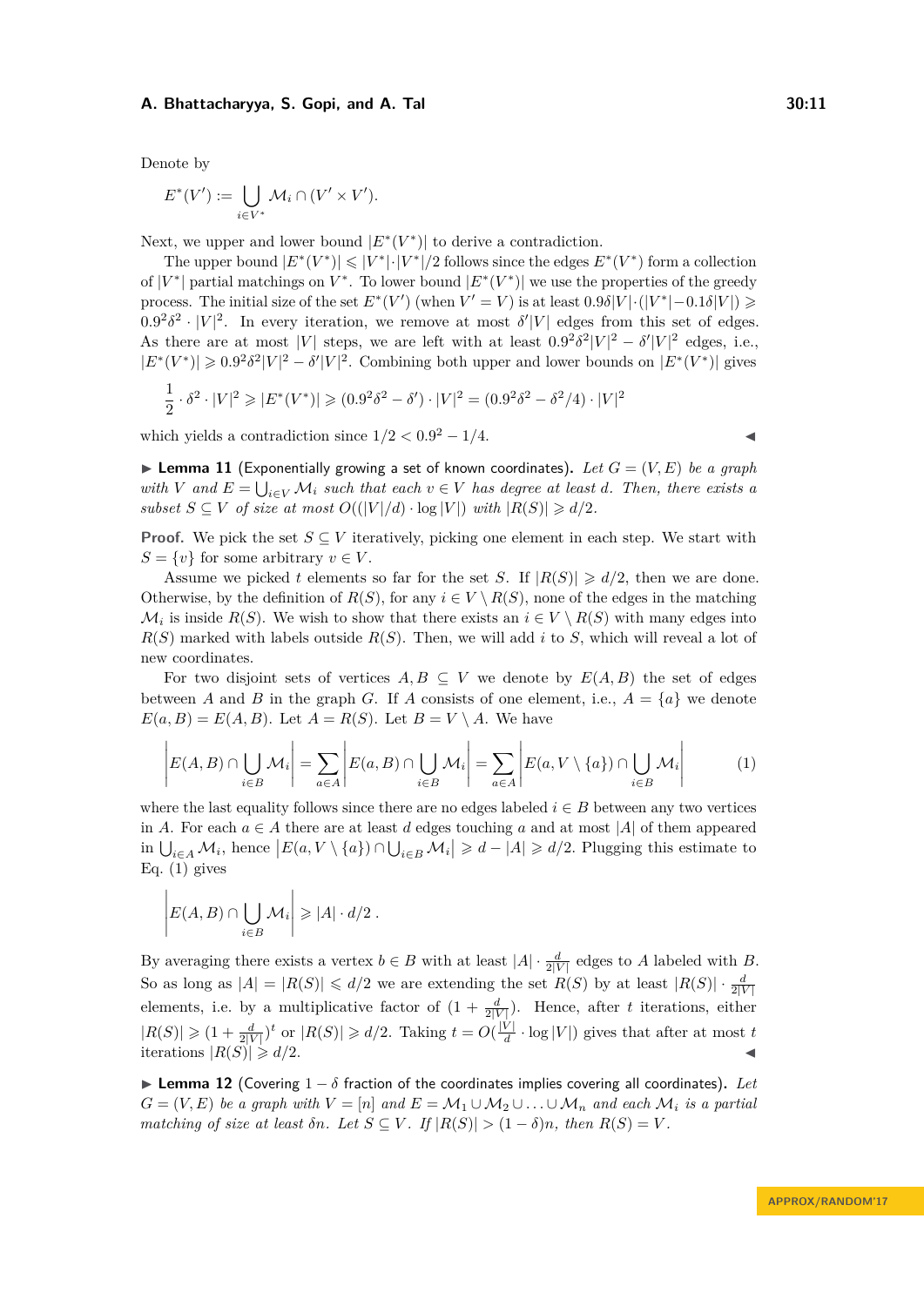Denote by

$$E^*(V') := \bigcup_{i \in V^*} \mathcal{M}_i \cap (V' \times V').$$

Next, we upper and lower bound $|E^*(V^*)|$ to derive a contradiction.

The upper bound $|E^*(V^*)| \leqslant |V^*| \cdot |V^*|/2$ follows since the edges $E^*(V^*)$ form a collection of $|V^*|$ partial matchings on $V^*$. To lower bound $|E^*(V^*)|$ we use the properties of the greedy process. The initial size of the set $E^*(V')$ (when $V' = V$) is at least $0.9\delta|V| \cdot (|V^*| - 0.1\delta|V|) \geqslant 0.9^2\delta^2 \cdot |V|^2$. In every iteration, we remove at most $\delta'|V|$ edges from this set of edges. As there are at most $|V|$ steps, we are left with at least $0.9^2\delta^2|V|^2 - \delta'|V|^2$ edges, i.e., $|E^*(V^*)| \geqslant 0.9^2\delta^2|V|^2 - \delta'|V|^2$. Combining both upper and lower bounds on $|E^*(V^*)|$ gives

$$\frac{1}{2} \cdot \delta^2 \cdot |V|^2 \geqslant |E^*(V^*)| \geqslant (0.9^2\delta^2 - \delta') \cdot |V|^2 = (0.9^2\delta^2 - \delta^2/4) \cdot |V|^2$$

which yields a contradiction since $1/2 < 0.9^2 - 1/4$. ◀

▶ **Lemma 11** (Exponentially growing a set of known coordinates). *Let $G = (V, E)$ be a graph with $V$ and $E = \bigcup_{i \in V} \mathcal{M}_i$ such that each $v \in V$ has degree at least $d$. Then, there exists a subset $S \subseteq V$ of size at most $O((|V|/d) \cdot \log|V|)$ with $|R(S)| \geqslant d/2$.*

**Proof.** We pick the set $S \subseteq V$ iteratively, picking one element in each step. We start with $S = \{v\}$ for some arbitrary $v \in V$.

Assume we picked $t$ elements so far for the set $S$. If $|R(S)| \geqslant d/2$, then we are done. Otherwise, by the definition of $R(S)$, for any $i \in V \setminus R(S)$, none of the edges in the matching $\mathcal{M}_i$ is inside $R(S)$. We wish to show that there exists an $i \in V \setminus R(S)$ with many edges into $R(S)$ marked with labels outside $R(S)$. Then, we will add $i$ to $S$, which will reveal a lot of new coordinates.

For two disjoint sets of vertices $A, B \subseteq V$ we denote by $E(A, B)$ the set of edges between $A$ and $B$ in the graph $G$. If $A$ consists of one element, i.e., $A = \{a\}$ we denote $E(a, B) = E(A, B)$. Let $A = R(S)$. Let $B = V \setminus A$. We have

$$\left| E(A,B) \cap \bigcup_{i \in B} \mathcal{M}_i \right| = \sum_{a \in A} \left| E(a,B) \cap \bigcup_{i \in B} \mathcal{M}_i \right| = \sum_{a \in A} \left| E(a, V \setminus \{a\}) \cap \bigcup_{i \in B} \mathcal{M}_i \right| \tag{1}$$

where the last equality follows since there are no edges labeled $i \in B$ between any two vertices in $A$. For each $a \in A$ there are at least $d$ edges touching $a$ and at most $|A|$ of them appeared in $\bigcup_{i \in A} \mathcal{M}_i$, hence $\left|E(a, V \setminus \{a\}) \cap \bigcup_{i \in B} \mathcal{M}_i\right| \geqslant d - |A| \geqslant d/2$. Plugging this estimate to Eq. (1) gives

$$\left| E(A,B) \cap \bigcup_{i \in B} \mathcal{M}_i \right| \geqslant |A| \cdot d/2\,.$$

By averaging there exists a vertex $b \in B$ with at least $|A| \cdot \frac{d}{2|V|}$ edges to $A$ labeled with $B$. So as long as $|A| = |R(S)| \leqslant d/2$ we are extending the set $R(S)$ by at least $|R(S)| \cdot \frac{d}{2|V|}$ elements, i.e. by a multiplicative factor of $(1 + \frac{d}{2|V|})$. Hence, after $t$ iterations, either $|R(S)| \geqslant (1 + \frac{d}{2|V|})^t$ or $|R(S)| \geqslant d/2$. Taking $t = O(\frac{|V|}{d} \cdot \log|V|)$ gives that after at most $t$ iterations $|R(S)| \geqslant d/2$. ◀

▶ **Lemma 12** (Covering $1 - \delta$ fraction of the coordinates implies covering all coordinates). *Let $G = (V, E)$ be a graph with $V = [n]$ and $E = \mathcal{M}_1 \cup \mathcal{M}_2 \cup \ldots \cup \mathcal{M}_n$ and each $\mathcal{M}_i$ is a partial matching of size at least $\delta n$. Let $S \subseteq V$. If $|R(S)| > (1 - \delta)n$, then $R(S) = V$.*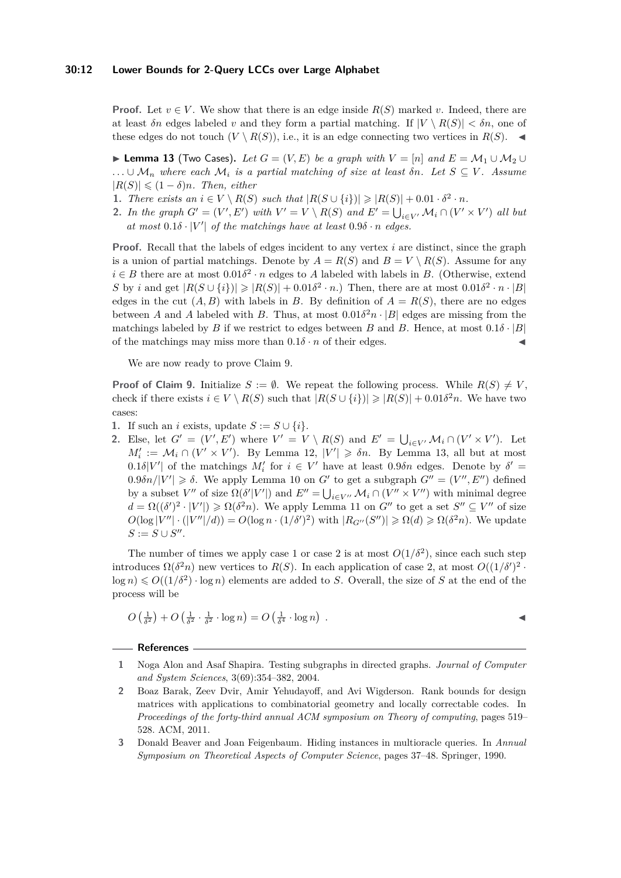**Proof.** Let $v \in V$. We show that there is an edge inside $R(S)$ marked $v$. Indeed, there are at least $\delta n$ edges labeled $v$ and they form a partial matching. If $|V \setminus R(S)| < \delta n$, one of these edges do not touch $(V \setminus R(S))$, i.e., it is an edge connecting two vertices in $R(S)$. ◀

▶ **Lemma 13** (Two Cases). *Let $G = (V, E)$ be a graph with $V = [n]$ and $E = \mathcal{M}_1 \cup \mathcal{M}_2 \cup \ldots \cup \mathcal{M}_n$ where each $\mathcal{M}_i$ is a partial matching of size at least $\delta n$. Let $S \subseteq V$. Assume $|R(S)| \leqslant (1 - \delta)n$. Then, either*

1. *There exists an $i \in V \setminus R(S)$ such that $|R(S \cup \{i\})| \geqslant |R(S)| + 0.01 \cdot \delta^2 \cdot n$.*
2. *In the graph $G' = (V', E')$ with $V' = V \setminus R(S)$ and $E' = \bigcup_{i \in V'} \mathcal{M}_i \cap (V' \times V')$ all but at most $0.1\delta \cdot |V'|$ of the matchings have at least $0.9\delta \cdot n$ edges.*

**Proof.** Recall that the labels of edges incident to any vertex $i$ are distinct, since the graph is a union of partial matchings. Denote by $A = R(S)$ and $B = V \setminus R(S)$. Assume for any $i \in B$ there are at most $0.01\delta^2 \cdot n$ edges to $A$ labeled with labels in $B$. (Otherwise, extend $S$ by $i$ and get $|R(S \cup \{i\})| \geqslant |R(S)| + 0.01\delta^2 \cdot n$.) Then, there are at most $0.01\delta^2 \cdot n \cdot |B|$ edges in the cut $(A, B)$ with labels in $B$. By definition of $A = R(S)$, there are no edges between $A$ and $A$ labeled with $B$. Thus, at most $0.01\delta^2 n \cdot |B|$ edges are missing from the matchings labeled by $B$ if we restrict to edges between $B$ and $B$. Hence, at most $0.1\delta \cdot |B|$ of the matchings may miss more than $0.1\delta \cdot n$ of their edges. ◀

We are now ready to prove Claim 9.

**Proof of Claim 9.** Initialize $S := \emptyset$. We repeat the following process. While $R(S) \neq V$, check if there exists $i \in V \setminus R(S)$ such that $|R(S \cup \{i\})| \geqslant |R(S)| + 0.01\delta^2 n$. We have two cases:

1. If such an $i$ exists, update $S := S \cup \{i\}$.
2. Else, let $G' = (V', E')$ where $V' = V \setminus R(S)$ and $E' = \bigcup_{i \in V'} \mathcal{M}_i \cap (V' \times V')$. Let $M'_i := \mathcal{M}_i \cap (V' \times V')$. By Lemma 12, $|V'| \geqslant \delta n$. By Lemma 13, all but at most $0.1\delta|V'|$ of the matchings $M'_i$ for $i \in V'$ have at least $0.9\delta n$ edges. Denote by $\delta' = 0.9\delta n / |V'| \geqslant \delta$. We apply Lemma 10 on $G'$ to get a subgraph $G'' = (V'', E'')$ defined by a subset $V''$ of size $\Omega(\delta' |V'|)$ and $E'' = \bigcup_{i \in V''} \mathcal{M}_i \cap (V'' \times V'')$ with minimal degree $d = \Omega((\delta')^2 \cdot |V'|) \geqslant \Omega(\delta^2 n)$. We apply Lemma 11 on $G''$ to get a set $S'' \subseteq V''$ of size $O(\log |V''| \cdot (|V''|/d)) = O(\log n \cdot (1/\delta')^2)$ with $|R_{G''}(S'')| \geqslant \Omega(d) \geqslant \Omega(\delta^2 n)$. We update $S := S \cup S''$.

The number of times we apply case 1 or case 2 is at most $O(1/\delta^2)$, since each such step introduces $\Omega(\delta^2 n)$ new vertices to $R(S)$. In each application of case 2, at most $O((1/\delta')^2 \cdot \log n) \leqslant O((1/\delta^2) \cdot \log n)$ elements are added to $S$. Overall, the size of $S$ at the end of the process will be

$$O\left(\tfrac{1}{\delta^2}\right) + O\left(\tfrac{1}{\delta^2} \cdot \tfrac{1}{\delta^2} \cdot \log n\right) = O\left(\tfrac{1}{\delta^4} \cdot \log n\right) .$$ ◀

## References

1. Noga Alon and Asaf Shapira. Testing subgraphs in directed graphs. *Journal of Computer and System Sciences*, 3(69):354–382, 2004.
2. Boaz Barak, Zeev Dvir, Amir Yehudayoff, and Avi Wigderson. Rank bounds for design matrices with applications to combinatorial geometry and locally correctable codes. In *Proceedings of the forty-third annual ACM symposium on Theory of computing*, pages 519–528. ACM, 2011.
3. Donald Beaver and Joan Feigenbaum. Hiding instances in multioracle queries. In *Annual Symposium on Theoretical Aspects of Computer Science*, pages 37–48. Springer, 1990.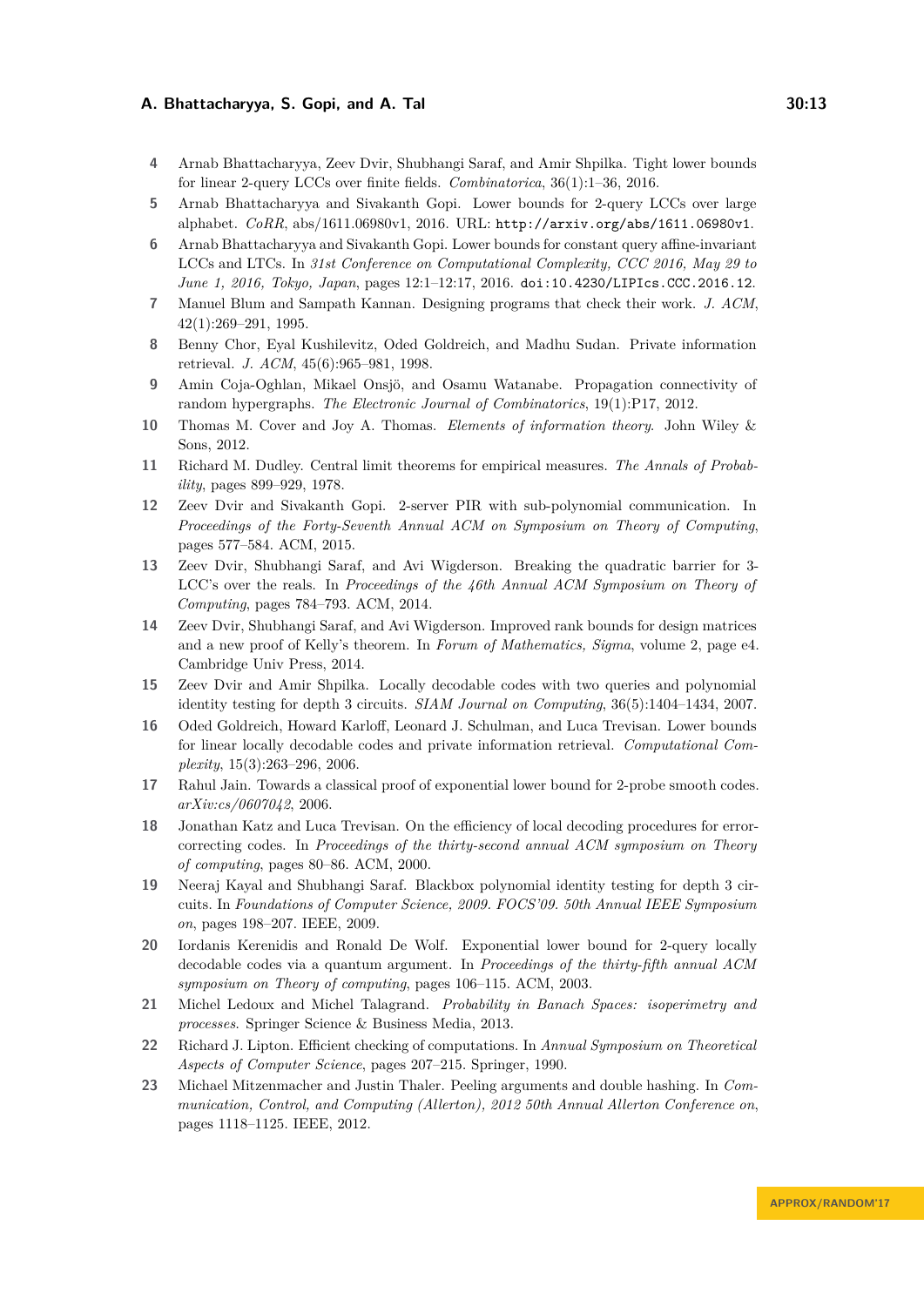4. Arnab Bhattacharyya, Zeev Dvir, Shubhangi Saraf, and Amir Shpilka. Tight lower bounds for linear 2-query LCCs over finite fields. *Combinatorica*, 36(1):1–36, 2016.
5. Arnab Bhattacharyya and Sivakanth Gopi. Lower bounds for 2-query LCCs over large alphabet. *CoRR*, abs/1611.06980v1, 2016. URL: `http://arxiv.org/abs/1611.06980v1`.
6. Arnab Bhattacharyya and Sivakanth Gopi. Lower bounds for constant query affine-invariant LCCs and LTCs. In *31st Conference on Computational Complexity, CCC 2016, May 29 to June 1, 2016, Tokyo, Japan*, pages 12:1–12:17, 2016. `doi:10.4230/LIPIcs.CCC.2016.12`.
7. Manuel Blum and Sampath Kannan. Designing programs that check their work. *J. ACM*, 42(1):269–291, 1995.
8. Benny Chor, Eyal Kushilevitz, Oded Goldreich, and Madhu Sudan. Private information retrieval. *J. ACM*, 45(6):965–981, 1998.
9. Amin Coja-Oghlan, Mikael Onsjö, and Osamu Watanabe. Propagation connectivity of random hypergraphs. *The Electronic Journal of Combinatorics*, 19(1):P17, 2012.
10. Thomas M. Cover and Joy A. Thomas. *Elements of information theory*. John Wiley & Sons, 2012.
11. Richard M. Dudley. Central limit theorems for empirical measures. *The Annals of Probability*, pages 899–929, 1978.
12. Zeev Dvir and Sivakanth Gopi. 2-server PIR with sub-polynomial communication. In *Proceedings of the Forty-Seventh Annual ACM on Symposium on Theory of Computing*, pages 577–584. ACM, 2015.
13. Zeev Dvir, Shubhangi Saraf, and Avi Wigderson. Breaking the quadratic barrier for 3-LCC's over the reals. In *Proceedings of the 46th Annual ACM Symposium on Theory of Computing*, pages 784–793. ACM, 2014.
14. Zeev Dvir, Shubhangi Saraf, and Avi Wigderson. Improved rank bounds for design matrices and a new proof of Kelly's theorem. In *Forum of Mathematics, Sigma*, volume 2, page e4. Cambridge Univ Press, 2014.
15. Zeev Dvir and Amir Shpilka. Locally decodable codes with two queries and polynomial identity testing for depth 3 circuits. *SIAM Journal on Computing*, 36(5):1404–1434, 2007.
16. Oded Goldreich, Howard Karloff, Leonard J. Schulman, and Luca Trevisan. Lower bounds for linear locally decodable codes and private information retrieval. *Computational Complexity*, 15(3):263–296, 2006.
17. Rahul Jain. Towards a classical proof of exponential lower bound for 2-probe smooth codes. *arXiv:cs/0607042*, 2006.
18. Jonathan Katz and Luca Trevisan. On the efficiency of local decoding procedures for error-correcting codes. In *Proceedings of the thirty-second annual ACM symposium on Theory of computing*, pages 80–86. ACM, 2000.
19. Neeraj Kayal and Shubhangi Saraf. Blackbox polynomial identity testing for depth 3 circuits. In *Foundations of Computer Science, 2009. FOCS'09. 50th Annual IEEE Symposium on*, pages 198–207. IEEE, 2009.
20. Iordanis Kerenidis and Ronald De Wolf. Exponential lower bound for 2-query locally decodable codes via a quantum argument. In *Proceedings of the thirty-fifth annual ACM symposium on Theory of computing*, pages 106–115. ACM, 2003.
21. Michel Ledoux and Michel Talagrand. *Probability in Banach Spaces: isoperimetry and processes*. Springer Science & Business Media, 2013.
22. Richard J. Lipton. Efficient checking of computations. In *Annual Symposium on Theoretical Aspects of Computer Science*, pages 207–215. Springer, 1990.
23. Michael Mitzenmacher and Justin Thaler. Peeling arguments and double hashing. In *Communication, Control, and Computing (Allerton), 2012 50th Annual Allerton Conference on*, pages 1118–1125. IEEE, 2012.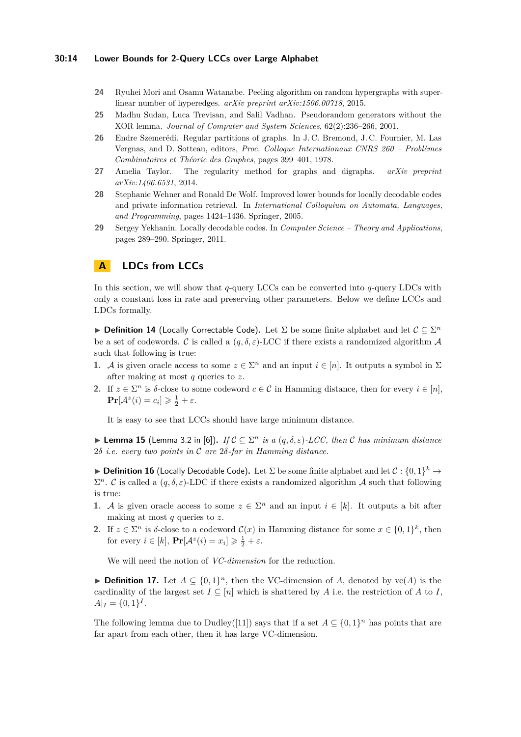24 Ryuhei Mori and Osamu Watanabe. Peeling algorithm on random hypergraphs with super-linear number of hyperedges. *arXiv preprint arXiv:1506.00718*, 2015.

25 Madhu Sudan, Luca Trevisan, and Salil Vadhan. Pseudorandom generators without the XOR lemma. *Journal of Computer and System Sciences*, 62(2):236–266, 2001.

26 Endre Szemerédi. Regular partitions of graphs. In J. C. Bremond, J. C. Fournier, M. Las Vergnas, and D. Sotteau, editors, *Proc. Colloque Internationaux CNRS 260 – Problèmes Combinatoires et Théorie des Graphes*, pages 399–401, 1978.

27 Amelia Taylor. The regularity method for graphs and digraphs. *arXiv preprint arXiv:1406.6531*, 2014.

28 Stephanie Wehner and Ronald De Wolf. Improved lower bounds for locally decodable codes and private information retrieval. In *International Colloquium on Automata, Languages, and Programming*, pages 1424–1436. Springer, 2005.

29 Sergey Yekhanin. Locally decodable codes. In *Computer Science – Theory and Applications*, pages 289–290. Springer, 2011.

## A LDCs from LCCs

In this section, we will show that $q$-query LCCs can be converted into $q$-query LDCs with only a constant loss in rate and preserving other parameters. Below we define LCCs and LDCs formally.

▶ **Definition 14** (Locally Correctable Code). Let $\Sigma$ be some finite alphabet and let $\mathcal{C} \subseteq \Sigma^n$ be a set of codewords. $\mathcal{C}$ is called a $(q, \delta, \varepsilon)$-LCC if there exists a randomized algorithm $\mathcal{A}$ such that following is true:

1. $\mathcal{A}$ is given oracle access to some $z \in \Sigma^n$ and an input $i \in [n]$. It outputs a symbol in $\Sigma$ after making at most $q$ queries to $z$.
2. If $z \in \Sigma^n$ is $\delta$-close to some codeword $c \in \mathcal{C}$ in Hamming distance, then for every $i \in [n]$, $\mathbf{Pr}[\mathcal{A}^z(i) = c_i] \geqslant \frac{1}{2} + \varepsilon$.

It is easy to see that LCCs should have large minimum distance.

▶ **Lemma 15** (Lemma 3.2 in [6]). *If $\mathcal{C} \subseteq \Sigma^n$ is a $(q, \delta, \varepsilon)$-LCC, then $\mathcal{C}$ has minimum distance $2\delta$ i.e. every two points in $\mathcal{C}$ are $2\delta$-far in Hamming distance.*

▶ **Definition 16** (Locally Decodable Code). Let $\Sigma$ be some finite alphabet and let $\mathcal{C} : \{0,1\}^k \to \Sigma^n$. $\mathcal{C}$ is called a $(q, \delta, \varepsilon)$-LDC if there exists a randomized algorithm $\mathcal{A}$ such that following is true:

1. $\mathcal{A}$ is given oracle access to some $z \in \Sigma^n$ and an input $i \in [k]$. It outputs a bit after making at most $q$ queries to $z$.
2. If $z \in \Sigma^n$ is $\delta$-close to a codeword $\mathcal{C}(x)$ in Hamming distance for some $x \in \{0,1\}^k$, then for every $i \in [k]$, $\mathbf{Pr}[\mathcal{A}^z(i) = x_i] \geqslant \frac{1}{2} + \varepsilon$.

We will need the notion of *VC-dimension* for the reduction.

▶ **Definition 17.** Let $A \subseteq \{0,1\}^n$, then the VC-dimension of $A$, denoted by $\mathrm{vc}(A)$ is the cardinality of the largest set $I \subseteq [n]$ which is shattered by $A$ i.e. the restriction of $A$ to $I$, $A|_I = \{0,1\}^I$.

The following lemma due to Dudley([11]) says that if a set $A \subseteq \{0,1\}^n$ has points that are far apart from each other, then it has large VC-dimension.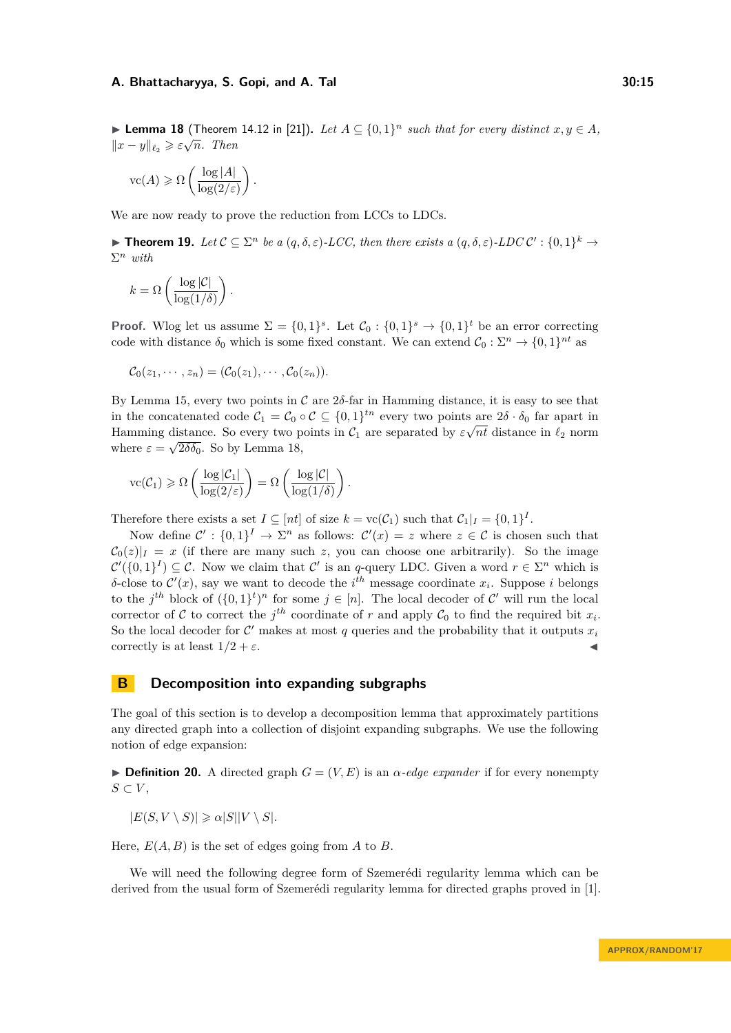▶ **Lemma 18** (Theorem 14.12 in [21]). *Let $A \subseteq \{0,1\}^n$ such that for every distinct $x, y \in A$, $\|x-y\|_{\ell_2} \geqslant \varepsilon\sqrt{n}$. Then*

$$\mathrm{vc}(A) \geqslant \Omega\left(\frac{\log |A|}{\log(2/\varepsilon)}\right).$$

We are now ready to prove the reduction from LCCs to LDCs.

▶ **Theorem 19.** *Let $\mathcal{C} \subseteq \Sigma^n$ be a $(q,\delta,\varepsilon)$-LCC, then there exists a $(q,\delta,\varepsilon)$-LDC $\mathcal{C}' : \{0,1\}^k \to \Sigma^n$ with*

$$k = \Omega\left(\frac{\log |\mathcal{C}|}{\log(1/\delta)}\right).$$

**Proof.** Wlog let us assume $\Sigma = \{0,1\}^s$. Let $\mathcal{C}_0 : \{0,1\}^s \to \{0,1\}^t$ be an error correcting code with distance $\delta_0$ which is some fixed constant. We can extend $\mathcal{C}_0 : \Sigma^n \to \{0,1\}^{nt}$ as

$$\mathcal{C}_0(z_1, \cdots, z_n) = (\mathcal{C}_0(z_1), \cdots, \mathcal{C}_0(z_n)).$$

By Lemma 15, every two points in $\mathcal{C}$ are $2\delta$-far in Hamming distance, it is easy to see that in the concatenated code $\mathcal{C}_1 = \mathcal{C}_0 \circ \mathcal{C} \subseteq \{0,1\}^{tn}$ every two points are $2\delta \cdot \delta_0$ far apart in Hamming distance. So every two points in $\mathcal{C}_1$ are separated by $\varepsilon\sqrt{nt}$ distance in $\ell_2$ norm where $\varepsilon = \sqrt{2\delta\delta_0}$. So by Lemma 18,

$$\mathrm{vc}(\mathcal{C}_1) \geqslant \Omega\left(\frac{\log |\mathcal{C}_1|}{\log(2/\varepsilon)}\right) = \Omega\left(\frac{\log |\mathcal{C}|}{\log(1/\delta)}\right).$$

Therefore there exists a set $I \subseteq [nt]$ of size $k = \mathrm{vc}(\mathcal{C}_1)$ such that $\mathcal{C}_1|_I = \{0,1\}^I$.

Now define $\mathcal{C}' : \{0,1\}^I \to \Sigma^n$ as follows: $\mathcal{C}'(x) = z$ where $z \in \mathcal{C}$ is chosen such that $\mathcal{C}_0(z)|_I = x$ (if there are many such $z$, you can choose one arbitrarily). So the image $\mathcal{C}'(\{0,1\}^I) \subseteq \mathcal{C}$. Now we claim that $\mathcal{C}'$ is an $q$-query LDC. Given a word $r \in \Sigma^n$ which is $\delta$-close to $\mathcal{C}'(x)$, say we want to decode the $i^{th}$ message coordinate $x_i$. Suppose $i$ belongs to the $j^{th}$ block of $(\{0,1\}^t)^n$ for some $j \in [n]$. The local decoder of $\mathcal{C}'$ will run the local corrector of $\mathcal{C}$ to correct the $j^{th}$ coordinate of $r$ and apply $\mathcal{C}_0$ to find the required bit $x_i$. So the local decoder for $\mathcal{C}'$ makes at most $q$ queries and the probability that it outputs $x_i$ correctly is at least $1/2 + \varepsilon$. ◀

## B Decomposition into expanding subgraphs

The goal of this section is to develop a decomposition lemma that approximately partitions any directed graph into a collection of disjoint expanding subgraphs. We use the following notion of edge expansion:

▶ **Definition 20.** A directed graph $G = (V, E)$ is an *$\alpha$-edge expander* if for every nonempty $S \subset V$,

$$|E(S, V \setminus S)| \geqslant \alpha |S||V \setminus S|.$$

Here, $E(A, B)$ is the set of edges going from $A$ to $B$.

We will need the following degree form of Szemerédi regularity lemma which can be derived from the usual form of Szemerédi regularity lemma for directed graphs proved in [1].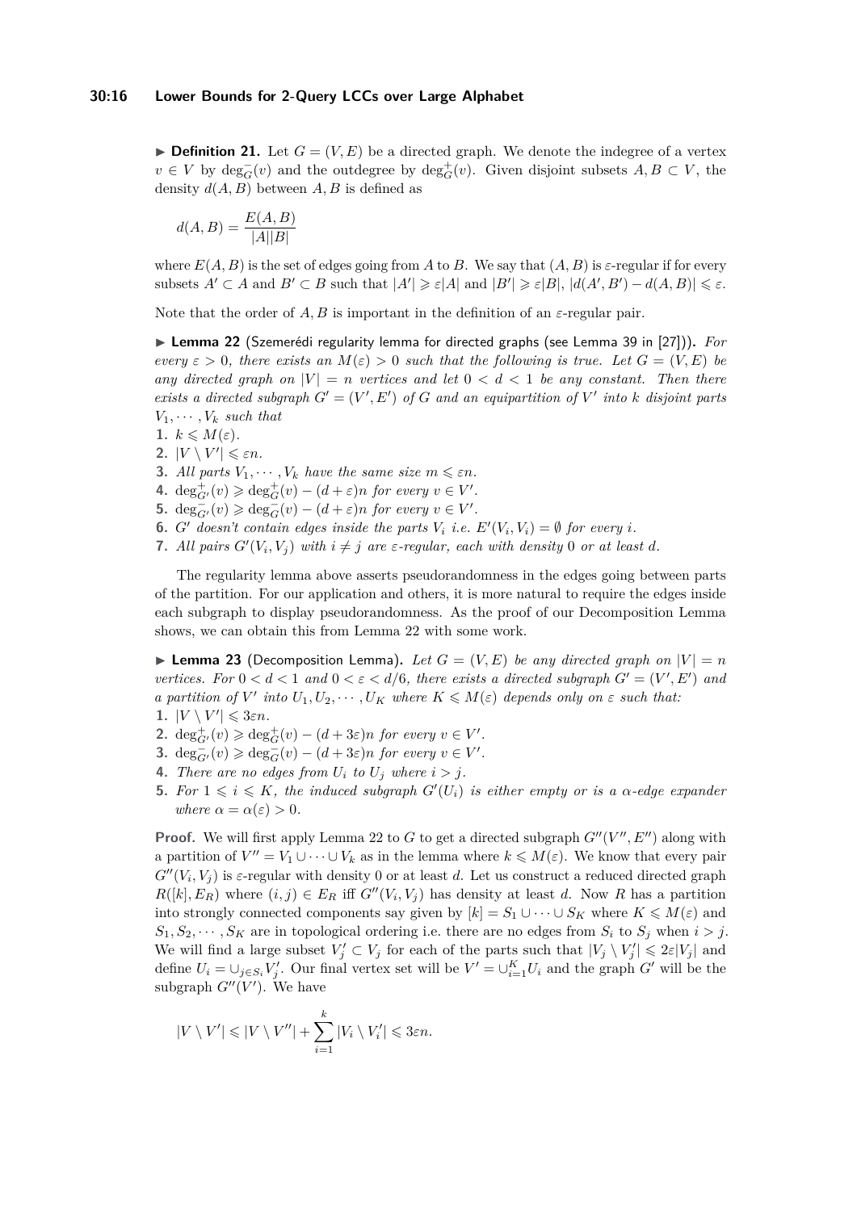▶ **Definition 21.** Let $G = (V, E)$ be a directed graph. We denote the indegree of a vertex $v \in V$ by $\deg^-_G(v)$ and the outdegree by $\deg^+_G(v)$. Given disjoint subsets $A, B \subset V$, the density $d(A, B)$ between $A, B$ is defined as

$$d(A,B) = \frac{E(A,B)}{|A||B|}$$

where $E(A, B)$ is the set of edges going from $A$ to $B$. We say that $(A, B)$ is $\varepsilon$-regular if for every subsets $A' \subset A$ and $B' \subset B$ such that $|A'| \geqslant \varepsilon|A|$ and $|B'| \geqslant \varepsilon|B|$, $|d(A', B') - d(A, B)| \leqslant \varepsilon$.

Note that the order of $A, B$ is important in the definition of an $\varepsilon$-regular pair.

▶ **Lemma 22** (Szemerédi regularity lemma for directed graphs (see Lemma 39 in [27])). *For every $\varepsilon > 0$, there exists an $M(\varepsilon) > 0$ such that the following is true. Let $G = (V, E)$ be any directed graph on $|V| = n$ vertices and let $0 < d < 1$ be any constant. Then there exists a directed subgraph $G' = (V', E')$ of $G$ and an equipartition of $V'$ into $k$ disjoint parts $V_1, \cdots, V_k$ such that*

1. *$k \leqslant M(\varepsilon)$.*
2. *$|V \setminus V'| \leqslant \varepsilon n$.*
3. *All parts $V_1, \cdots, V_k$ have the same size $m \leqslant \varepsilon n$.*
4. *$\deg^+_{G'}(v) \geqslant \deg^+_G(v) - (d + \varepsilon)n$ for every $v \in V'$.*
5. *$\deg^-_{G'}(v) \geqslant \deg^-_G(v) - (d + \varepsilon)n$ for every $v \in V'$.*
6. *$G'$ doesn't contain edges inside the parts $V_i$ i.e. $E'(V_i, V_i) = \emptyset$ for every $i$.*
7. *All pairs $G'(V_i, V_j)$ with $i \neq j$ are $\varepsilon$-regular, each with density $0$ or at least $d$.*

The regularity lemma above asserts pseudorandomness in the edges going between parts of the partition. For our application and others, it is more natural to require the edges inside each subgraph to display pseudorandomness. As the proof of our Decomposition Lemma shows, we can obtain this from Lemma 22 with some work.

▶ **Lemma 23** (Decomposition Lemma). *Let $G = (V, E)$ be any directed graph on $|V| = n$ vertices. For $0 < d < 1$ and $0 < \varepsilon < d/6$, there exists a directed subgraph $G' = (V', E')$ and a partition of $V'$ into $U_1, U_2, \cdots, U_K$ where $K \leqslant M(\varepsilon)$ depends only on $\varepsilon$ such that:*

1. *$|V \setminus V'| \leqslant 3\varepsilon n$.*
2. *$\deg^+_{G'}(v) \geqslant \deg^+_G(v) - (d + 3\varepsilon)n$ for every $v \in V'$.*
3. *$\deg^-_{G'}(v) \geqslant \deg^-_G(v) - (d + 3\varepsilon)n$ for every $v \in V'$.*
4. *There are no edges from $U_i$ to $U_j$ where $i > j$.*
5. *For $1 \leqslant i \leqslant K$, the induced subgraph $G'(U_i)$ is either empty or is a $\alpha$-edge expander where $\alpha = \alpha(\varepsilon) > 0$.*

**Proof.** We will first apply Lemma 22 to $G$ to get a directed subgraph $G''(V'', E'')$ along with a partition of $V'' = V_1 \cup \cdots \cup V_k$ as in the lemma where $k \leqslant M(\varepsilon)$. We know that every pair $G''(V_i, V_j)$ is $\varepsilon$-regular with density $0$ or at least $d$. Let us construct a reduced directed graph $R([k], E_R)$ where $(i, j) \in E_R$ iff $G''(V_i, V_j)$ has density at least $d$. Now $R$ has a partition into strongly connected components say given by $[k] = S_1 \cup \cdots \cup S_K$ where $K \leqslant M(\varepsilon)$ and $S_1, S_2, \cdots, S_K$ are in topological ordering i.e. there are no edges from $S_i$ to $S_j$ when $i > j$. We will find a large subset $V'_j \subset V_j$ for each of the parts such that $|V_j \setminus V'_j| \leqslant 2\varepsilon|V_j|$ and define $U_i = \cup_{j \in S_i} V'_j$. Our final vertex set will be $V' = \cup_{i=1}^K U_i$ and the graph $G'$ will be the subgraph $G''(V')$. We have

$$|V \setminus V'| \leqslant |V \setminus V''| + \sum_{i=1}^{k} |V_i \setminus V'_i| \leqslant 3\varepsilon n.$$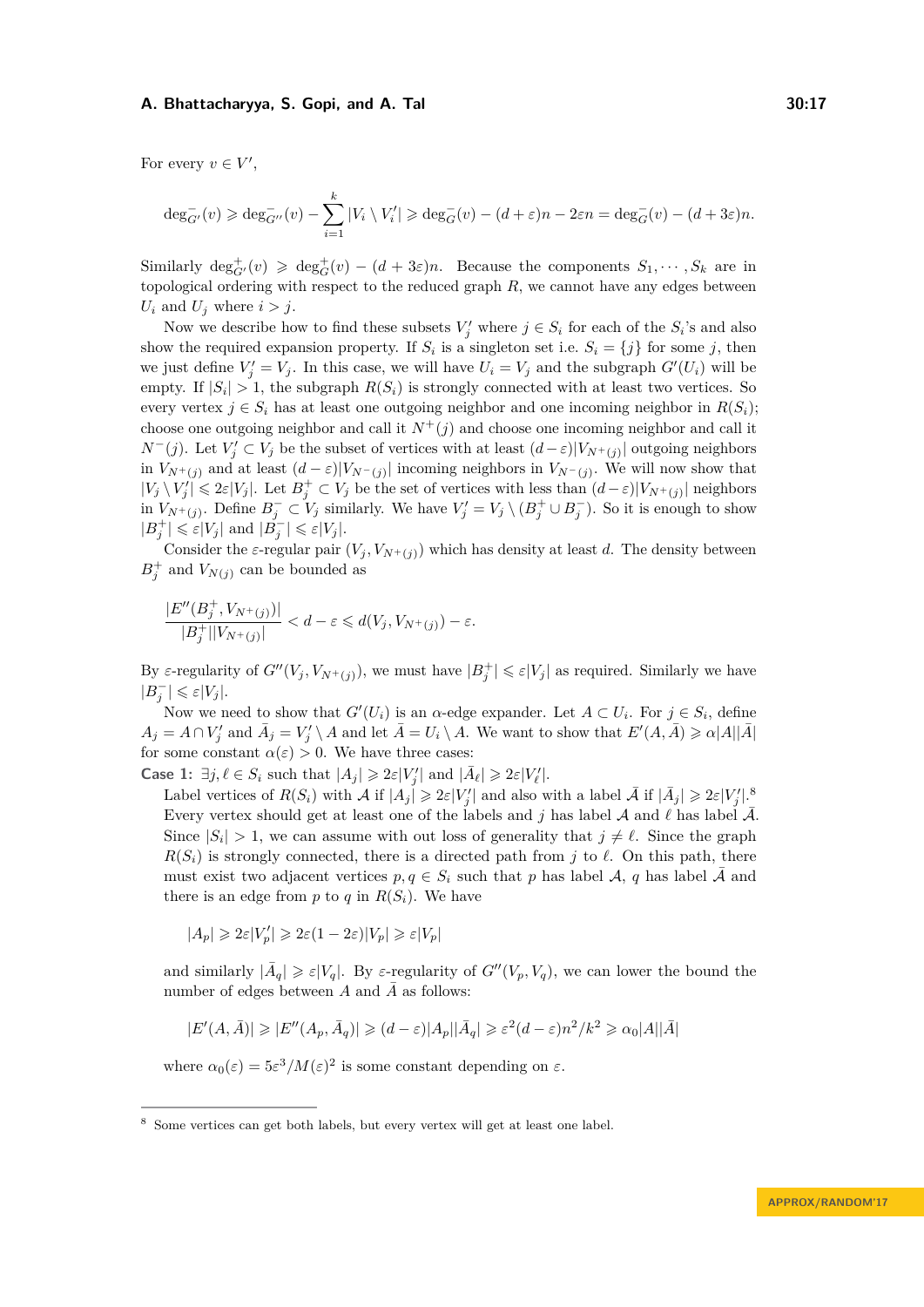For every $v \in V'$,

$$\deg^-_{G'}(v) \geqslant \deg^-_{G''}(v) - \sum_{i=1}^{k} |V_i \setminus V_i'| \geqslant \deg^-_{G}(v) - (d+\varepsilon)n - 2\varepsilon n = \deg^-_G(v) - (d+3\varepsilon)n.$$

Similarly $\deg^+_{G'}(v) \geqslant \deg^+_G(v) - (d+3\varepsilon)n$. Because the components $S_1, \cdots, S_k$ are in topological ordering with respect to the reduced graph $R$, we cannot have any edges between $U_i$ and $U_j$ where $i > j$.

Now we describe how to find these subsets $V_j'$ where $j \in S_i$ for each of the $S_i$'s and also show the required expansion property. If $S_i$ is a singleton set i.e. $S_i = \{j\}$ for some $j$, then we just define $V_j' = V_j$. In this case, we will have $U_i = V_j$ and the subgraph $G'(U_i)$ will be empty. If $|S_i| > 1$, the subgraph $R(S_i)$ is strongly connected with at least two vertices. So every vertex $j \in S_i$ has at least one outgoing neighbor and one incoming neighbor in $R(S_i)$; choose one outgoing neighbor and call it $N^+(j)$ and choose one incoming neighbor and call it $N^-(j)$. Let $V_j' \subset V_j$ be the subset of vertices with at least $(d-\varepsilon)|V_{N^+(j)}|$ outgoing neighbors in $V_{N^+(j)}$ and at least $(d-\varepsilon)|V_{N^-(j)}|$ incoming neighbors in $V_{N^-(j)}$. We will now show that $|V_j \setminus V_j'| \leqslant 2\varepsilon|V_j|$. Let $B_j^+ \subset V_j$ be the set of vertices with less than $(d-\varepsilon)|V_{N^+(j)}|$ neighbors in $V_{N^+(j)}$. Define $B_j^- \subset V_j$ similarly. We have $V_j' = V_j \setminus (B_j^+ \cup B_j^-)$. So it is enough to show $|B_j^+| \leqslant \varepsilon|V_j|$ and $|B_j^-| \leqslant \varepsilon|V_j|$.

Consider the $\varepsilon$-regular pair $(V_j, V_{N^+(j)})$ which has density at least $d$. The density between $B_j^+$ and $V_{N(j)}$ can be bounded as

$$\frac{|E''(B_j^+, V_{N^+(j)})|}{|B_j^+||V_{N^+(j)}|} < d - \varepsilon \leqslant d(V_j, V_{N^+(j)}) - \varepsilon.$$

By $\varepsilon$-regularity of $G''(V_j, V_{N^+(j)})$, we must have $|B_j^+| \leqslant \varepsilon|V_j|$ as required. Similarly we have $|B_j^-| \leqslant \varepsilon|V_j|$.

Now we need to show that $G'(U_i)$ is an $\alpha$-edge expander. Let $A \subset U_i$. For $j \in S_i$, define $A_j = A \cap V_j'$ and $\bar{A}_j = V_j' \setminus A$ and let $\bar{A} = U_i \setminus A$. We want to show that $E'(A, \bar{A}) \geqslant \alpha|A||\bar{A}|$ for some constant $\alpha(\varepsilon) > 0$. We have three cases:

**Case 1:** $\exists j, \ell \in S_i$ such that $|A_j| \geqslant 2\varepsilon|V_j'|$ and $|\bar{A}_\ell| \geqslant 2\varepsilon|V_\ell'|$.

Label vertices of $R(S_i)$ with $\mathcal{A}$ if $|A_j| \geqslant 2\varepsilon|V_j'|$ and also with a label $\bar{\mathcal{A}}$ if $|\bar{A}_j| \geqslant 2\varepsilon|V_j'|$.[8] Every vertex should get at least one of the labels and $j$ has label $\mathcal{A}$ and $\ell$ has label $\bar{\mathcal{A}}$. Since $|S_i| > 1$, we can assume with out loss of generality that $j \neq \ell$. Since the graph $R(S_i)$ is strongly connected, there is a directed path from $j$ to $\ell$. On this path, there must exist two adjacent vertices $p, q \in S_i$ such that $p$ has label $\mathcal{A}$, $q$ has label $\bar{\mathcal{A}}$ and there is an edge from $p$ to $q$ in $R(S_i)$. We have

$$|A_p| \geqslant 2\varepsilon|V_p'| \geqslant 2\varepsilon(1-2\varepsilon)|V_p| \geqslant \varepsilon|V_p|$$

and similarly $|\bar{A}_q| \geqslant \varepsilon|V_q|$. By $\varepsilon$-regularity of $G''(V_p, V_q)$, we can lower the bound the number of edges between $A$ and $\bar{A}$ as follows:

$$|E'(A, \bar{A})| \geqslant |E''(A_p, \bar{A}_q)| \geqslant (d-\varepsilon)|A_p||\bar{A}_q| \geqslant \varepsilon^2(d-\varepsilon)n^2/k^2 \geqslant \alpha_0|A||\bar{A}|$$

where $\alpha_0(\varepsilon) = 5\varepsilon^3/M(\varepsilon)^2$ is some constant depending on $\varepsilon$.

[8] Some vertices can get both labels, but every vertex will get at least one label.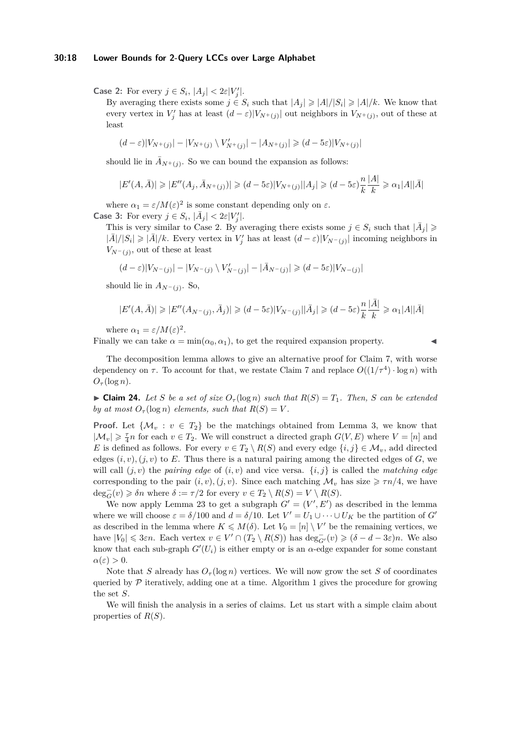**Case 2:** For every $j \in S_i$, $|A_j| < 2\varepsilon|V'_j|$.

By averaging there exists some $j \in S_i$ such that $|A_j| \geqslant |A|/|S_i| \geqslant |A|/k$. We know that every vertex in $V'_j$ has at least $(d-\varepsilon)|V_{N^+(j)}|$ out neighbors in $V_{N^+(j)}$, out of these at least

$$(d-\varepsilon)|V_{N^+(j)}| - |V_{N^+(j)} \setminus V'_{N^+(j)}| - |A_{N^+(j)}| \geqslant (d-5\varepsilon)|V_{N^+(j)}|$$

should lie in $\bar{A}_{N^+(j)}$. So we can bound the expansion as follows:

$$|E'(A,\bar{A})| \geqslant |E''(A_j, \bar{A}_{N^+(j)})| \geqslant (d-5\varepsilon)|V_{N^+(j)}||A_j| \geqslant (d-5\varepsilon)\frac{n}{k}\frac{|A|}{k} \geqslant \alpha_1 |A||\bar{A}|$$

where $\alpha_1 = \varepsilon/M(\varepsilon)^2$ is some constant depending only on $\varepsilon$.

**Case 3:** For every $j \in S_i$, $|\bar{A}_j| < 2\varepsilon|V'_j|$.

This is very similar to Case 2. By averaging there exists some $j \in S_i$ such that $|\bar{A}_j| \geqslant |\bar{A}|/|S_i| \geqslant |\bar{A}|/k$. Every vertex in $V'_j$ has at least $(d-\varepsilon)|V_{N^-(j)}|$ incoming neighbors in $V_{N^-(j)}$, out of these at least

$$(d-\varepsilon)|V_{N^-(j)}| - |V_{N^-(j)} \setminus V'_{N^-(j)}| - |\bar{A}_{N^-(j)}| \geqslant (d-5\varepsilon)|V_{N^-(j)}|$$

should lie in $A_{N^-(j)}$. So,

$$|E'(A,\bar{A})| \geqslant |E''(A_{N^-(j)}, \bar{A}_j)| \geqslant (d-5\varepsilon)|V_{N^-(j)}||\bar{A}_j| \geqslant (d-5\varepsilon)\frac{n}{k}\frac{|\bar{A}|}{k} \geqslant \alpha_1 |A||\bar{A}|$$

where $\alpha_1 = \varepsilon/M(\varepsilon)^2$.

Finally we can take $\alpha = \min(\alpha_0, \alpha_1)$, to get the required expansion property. ◀

The decomposition lemma allows to give an alternative proof for Claim 7, with worse dependency on $\tau$. To account for that, we restate Claim 7 and replace $O((1/\tau^4)\cdot\log n)$ with $O_\tau(\log n)$.

▶ **Claim 24.** *Let $S$ be a set of size $O_\tau(\log n)$ such that $R(S) = T_1$. Then, $S$ can be extended by at most $O_\tau(\log n)$ elements, such that $R(S) = V$.*

**Proof.** Let $\{\mathcal{M}_v : v \in T_2\}$ be the matchings obtained from Lemma 3, we know that $|\mathcal{M}_v| \geqslant \frac{\tau}{4}n$ for each $v \in T_2$. We will construct a directed graph $G(V,E)$ where $V = [n]$ and $E$ is defined as follows. For every $v \in T_2 \setminus R(S)$ and every edge $\{i,j\} \in \mathcal{M}_v$, add directed edges $(i,v),(j,v)$ to $E$. Thus there is a natural pairing among the directed edges of $G$, we will call $(j,v)$ the *pairing edge* of $(i,v)$ and vice versa. $\{i,j\}$ is called the *matching edge* corresponding to the pair $(i,v),(j,v)$. Since each matching $\mathcal{M}_v$ has size $\geqslant \tau n/4$, we have $\deg^-_G(v) \geqslant \delta n$ where $\delta := \tau/2$ for every $v \in T_2 \setminus R(S) = V \setminus R(S)$.

We now apply Lemma 23 to get a subgraph $G' = (V',E')$ as described in the lemma where we will choose $\varepsilon = \delta/100$ and $d = \delta/10$. Let $V' = U_1 \cup \cdots \cup U_K$ be the partition of $G'$ as described in the lemma where $K \leqslant M(\delta)$. Let $V_0 = [n] \setminus V'$ be the remaining vertices, we have $|V_0| \leqslant 3\varepsilon n$. Each vertex $v \in V' \cap (T_2 \setminus R(S))$ has $\deg^-_{G'}(v) \geqslant (\delta - d - 3\varepsilon)n$. We also know that each sub-graph $G'(U_i)$ is either empty or is an $\alpha$-edge expander for some constant $\alpha(\varepsilon) > 0$.

Note that $S$ already has $O_\tau(\log n)$ vertices. We will now grow the set $S$ of coordinates queried by $\mathcal{P}$ iteratively, adding one at a time. Algorithm 1 gives the procedure for growing the set $S$.

We will finish the analysis in a series of claims. Let us start with a simple claim about properties of $R(S)$.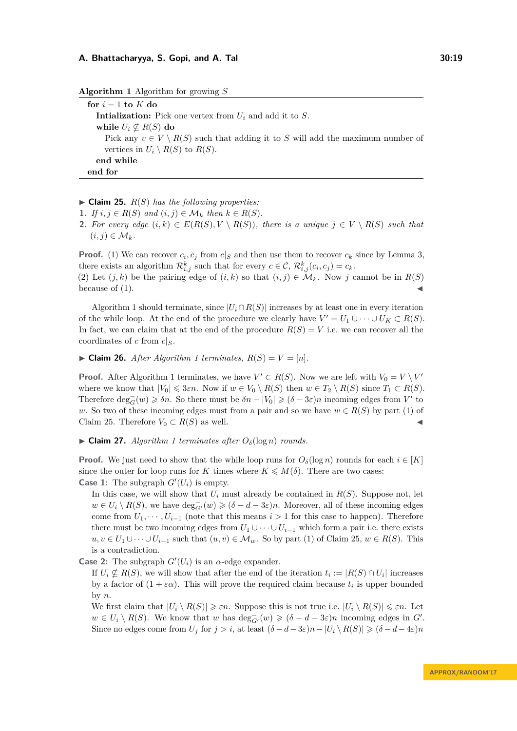**Algorithm 1** Algorithm for growing $S$

```
for i = 1 to K do
    Intialization: Pick one vertex from U_i and add it to S.
    while U_i ⊄ R(S) do
        Pick any v ∈ V \ R(S) such that adding it to S will add the maximum number of
        vertices in U_i \ R(S) to R(S).
    end while
end for
```

▶ **Claim 25.** *$R(S)$ has the following properties:*

1. *If $i, j \in R(S)$ and $(i, j) \in \mathcal{M}_k$ then $k \in R(S)$.*
2. *For every edge $(i, k) \in E(R(S), V \setminus R(S))$, there is a unique $j \in V \setminus R(S)$ such that $(i, j) \in \mathcal{M}_k$.*

**Proof.** (1) We can recover $c_i, c_j$ from $c|_S$ and then use them to recover $c_k$ since by Lemma 3, there exists an algorithm $\mathcal{R}^k_{i,j}$ such that for every $c \in \mathcal{C}$, $\mathcal{R}^k_{i,j}(c_i, c_j) = c_k$.
(2) Let $(j, k)$ be the pairing edge of $(i, k)$ so that $(i, j) \in \mathcal{M}_k$. Now $j$ cannot be in $R(S)$ because of (1). ◀

Algorithm 1 should terminate, since $|U_i \cap R(S)|$ increases by at least one in every iteration of the while loop. At the end of the procedure we clearly have $V' = U_1 \cup \cdots \cup U_K \subset R(S)$. In fact, we can claim that at the end of the procedure $R(S) = V$ i.e. we can recover all the coordinates of $c$ from $c|_S$.

▶ **Claim 26.** *After Algorithm 1 terminates, $R(S) = V = [n]$.*

**Proof.** After Algorithm 1 terminates, we have $V' \subset R(S)$. Now we are left with $V_0 = V \setminus V'$ where we know that $|V_0| \leqslant 3\varepsilon n$. Now if $w \in V_0 \setminus R(S)$ then $w \in T_2 \setminus R(S)$ since $T_1 \subset R(S)$. Therefore $\deg^-_G(w) \geqslant \delta n$. So there must be $\delta n - |V_0| \geqslant (\delta - 3\varepsilon)n$ incoming edges from $V'$ to $w$. So two of these incoming edges must from a pair and so we have $w \in R(S)$ by part (1) of Claim 25. Therefore $V_0 \subset R(S)$ as well. ◀

▶ **Claim 27.** *Algorithm 1 terminates after $O_\delta(\log n)$ rounds.*

**Proof.** We just need to show that the while loop runs for $O_\delta(\log n)$ rounds for each $i \in [K]$ since the outer for loop runs for $K$ times where $K \leqslant M(\delta)$. There are two cases:

**Case 1:** The subgraph $G'(U_i)$ is empty.
In this case, we will show that $U_i$ must already be contained in $R(S)$. Suppose not, let $w \in U_i \setminus R(S)$, we have $\deg^-_{G'}(w) \geqslant (\delta - d - 3\varepsilon)n$. Moreover, all of these incoming edges come from $U_1, \cdots, U_{i-1}$ (note that this means $i > 1$ for this case to happen). Therefore there must be two incoming edges from $U_1 \cup \cdots \cup U_{i-1}$ which form a pair i.e. there exists $u, v \in U_1 \cup \cdots \cup U_{i-1}$ such that $(u, v) \in \mathcal{M}_w$. So by part (1) of Claim 25, $w \in R(S)$. This is a contradiction.

**Case 2:** The subgraph $G'(U_i)$ is an $\alpha$-edge expander.
If $U_i \not\subset R(S)$, we will show that after the end of the iteration $t_i := |R(S) \cap U_i|$ increases by a factor of $(1 + \varepsilon\alpha)$. This will prove the required claim because $t_i$ is upper bounded by $n$.
We first claim that $|U_i \setminus R(S)| \geqslant \varepsilon n$. Suppose this is not true i.e. $|U_i \setminus R(S)| \leqslant \varepsilon n$. Let $w \in U_i \setminus R(S)$. We know that $w$ has $\deg^-_{G'}(w) \geqslant (\delta - d - 3\varepsilon)n$ incoming edges in $G'$. Since no edges come from $U_j$ for $j > i$, at least $(\delta - d - 3\varepsilon)n - |U_i \setminus R(S)| \geqslant (\delta - d - 4\varepsilon)n$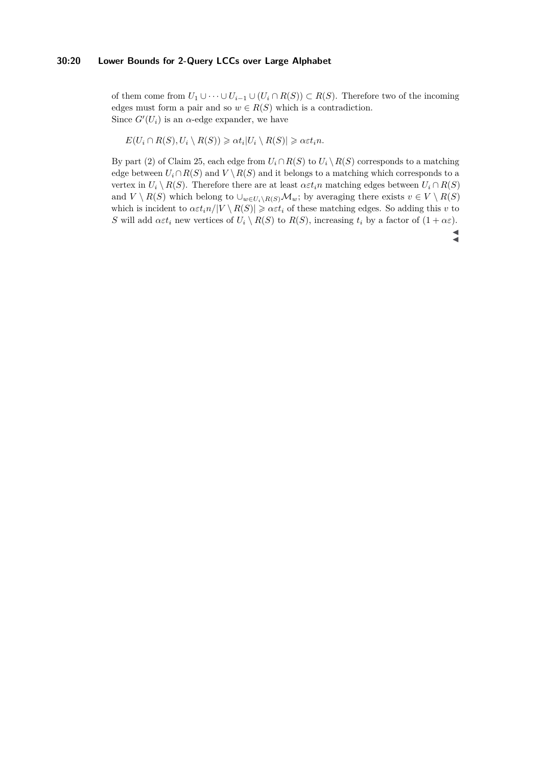of them come from $U_1 \cup \cdots \cup U_{i-1} \cup (U_i \cap R(S)) \subset R(S)$. Therefore two of the incoming edges must form a pair and so $w \in R(S)$ which is a contradiction.
Since $G'(U_i)$ is an $\alpha$-edge expander, we have

$$E(U_i \cap R(S), U_i \setminus R(S)) \geqslant \alpha t_i |U_i \setminus R(S)| \geqslant \alpha \varepsilon t_i n.$$

By part (2) of Claim 25, each edge from $U_i \cap R(S)$ to $U_i \setminus R(S)$ corresponds to a matching edge between $U_i \cap R(S)$ and $V \setminus R(S)$ and it belongs to a matching which corresponds to a vertex in $U_i \setminus R(S)$. Therefore there are at least $\alpha \varepsilon t_i n$ matching edges between $U_i \cap R(S)$ and $V \setminus R(S)$ which belong to $\cup_{w \in U_i \setminus R(S)} \mathcal{M}_w$; by averaging there exists $v \in V \setminus R(S)$ which is incident to $\alpha \varepsilon t_i n / |V \setminus R(S)| \geqslant \alpha \varepsilon t_i$ of these matching edges. So adding this $v$ to $S$ will add $\alpha \varepsilon t_i$ new vertices of $U_i \setminus R(S)$ to $R(S)$, increasing $t_i$ by a factor of $(1 + \alpha \varepsilon)$.

◀
◀